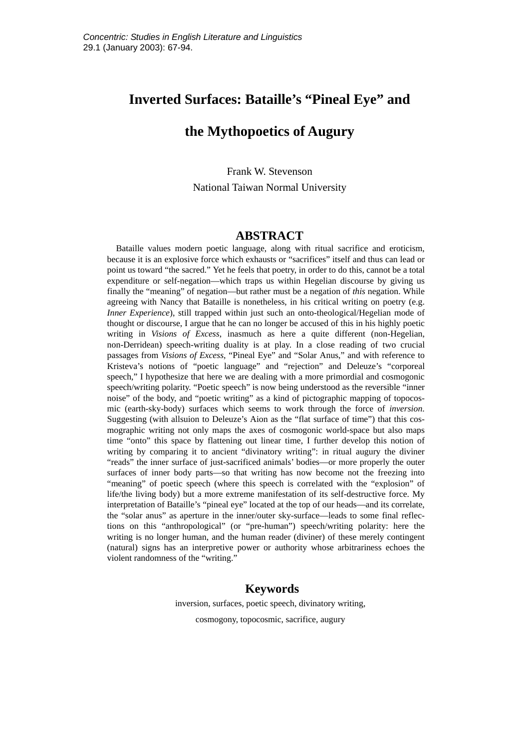*Concentric: Studies in English Literature and Linguistics*
29.1 (January 2003): 67-94.

# Inverted Surfaces: Bataille's "Pineal Eye" and the Mythopoetics of Augury

Frank W. Stevenson
National Taiwan Normal University

## ABSTRACT

Bataille values modern poetic language, along with ritual sacrifice and eroticism, because it is an explosive force which exhausts or "sacrifices" itself and thus can lead or point us toward "the sacred." Yet he feels that poetry, in order to do this, cannot be a total expenditure or self-negation—which traps us within Hegelian discourse by giving us finally the "meaning" of negation—but rather must be a negation of *this* negation. While agreeing with Nancy that Bataille is nonetheless, in his critical writing on poetry (e.g. *Inner Experience*), still trapped within just such an onto-theological/Hegelian mode of thought or discourse, I argue that he can no longer be accused of this in his highly poetic writing in *Visions of Excess*, inasmuch as here a quite different (non-Hegelian, non-Derridean) speech-writing duality is at play. In a close reading of two crucial passages from *Visions of Excess*, "Pineal Eye" and "Solar Anus," and with reference to Kristeva's notions of "poetic language" and "rejection" and Deleuze's "corporeal speech," I hypothesize that here we are dealing with a more primordial and cosmogonic speech/writing polarity. "Poetic speech" is now being understood as the reversible "inner noise" of the body, and "poetic writing" as a kind of pictographic mapping of topocosmic (earth-sky-body) surfaces which seems to work through the force of *inversion*. Suggesting (with allsuion to Deleuze's Aion as the "flat surface of time") that this cosmographic writing not only maps the axes of cosmogonic world-space but also maps time "onto" this space by flattening out linear time, I further develop this notion of writing by comparing it to ancient "divinatory writing": in ritual augury the diviner "reads" the inner surface of just-sacrificed animals' bodies—or more properly the outer surfaces of inner body parts—so that writing has now become not the freezing into "meaning" of poetic speech (where this speech is correlated with the "explosion" of life/the living body) but a more extreme manifestation of its self-destructive force. My interpretation of Bataille's "pineal eye" located at the top of our heads—and its correlate, the "solar anus" as aperture in the inner/outer sky-surface—leads to some final reflections on this "anthropological" (or "pre-human") speech/writing polarity: here the writing is no longer human, and the human reader (diviner) of these merely contingent (natural) signs has an interpretive power or authority whose arbitrariness echoes the violent randomness of the "writing."

## Keywords

inversion, surfaces, poetic speech, divinatory writing,
cosmogony, topocosmic, sacrifice, augury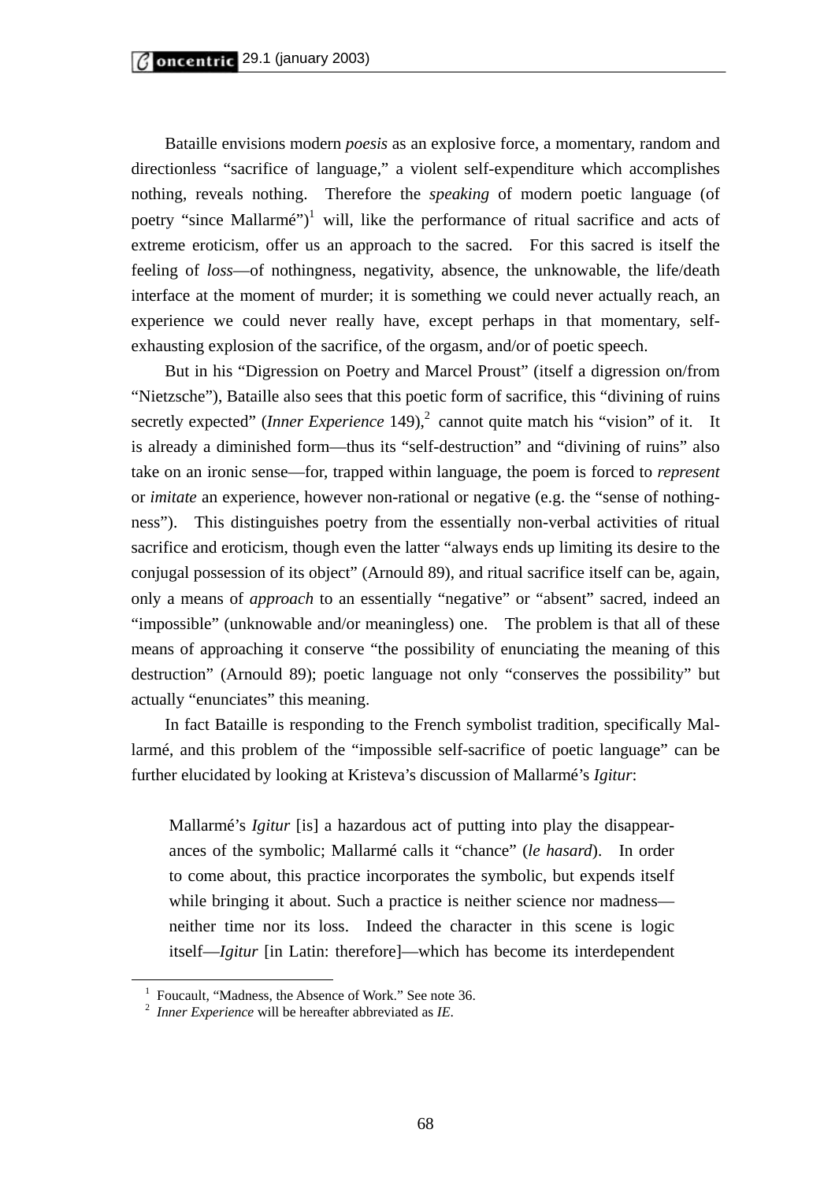Bataille envisions modern *poesis* as an explosive force, a momentary, random and directionless "sacrifice of language," a violent self-expenditure which accomplishes nothing, reveals nothing. Therefore the *speaking* of modern poetic language (of poetry "since Mallarmé")[1] will, like the performance of ritual sacrifice and acts of extreme eroticism, offer us an approach to the sacred. For this sacred is itself the feeling of *loss*—of nothingness, negativity, absence, the unknowable, the life/death interface at the moment of murder; it is something we could never actually reach, an experience we could never really have, except perhaps in that momentary, self-exhausting explosion of the sacrifice, of the orgasm, and/or of poetic speech.

But in his "Digression on Poetry and Marcel Proust" (itself a digression on/from "Nietzsche"), Bataille also sees that this poetic form of sacrifice, this "divining of ruins secretly expected" (*Inner Experience* 149),[2] cannot quite match his "vision" of it. It is already a diminished form—thus its "self-destruction" and "divining of ruins" also take on an ironic sense—for, trapped within language, the poem is forced to *represent* or *imitate* an experience, however non-rational or negative (e.g. the "sense of nothingness"). This distinguishes poetry from the essentially non-verbal activities of ritual sacrifice and eroticism, though even the latter "always ends up limiting its desire to the conjugal possession of its object" (Arnould 89), and ritual sacrifice itself can be, again, only a means of *approach* to an essentially "negative" or "absent" sacred, indeed an "impossible" (unknowable and/or meaningless) one. The problem is that all of these means of approaching it conserve "the possibility of enunciating the meaning of this destruction" (Arnould 89); poetic language not only "conserves the possibility" but actually "enunciates" this meaning.

In fact Bataille is responding to the French symbolist tradition, specifically Mallarmé, and this problem of the "impossible self-sacrifice of poetic language" can be further elucidated by looking at Kristeva's discussion of Mallarmé's *Igitur*:

> Mallarmé's *Igitur* [is] a hazardous act of putting into play the disappearances of the symbolic; Mallarmé calls it "chance" (*le hasard*). In order to come about, this practice incorporates the symbolic, but expends itself while bringing it about. Such a practice is neither science nor madness—neither time nor its loss. Indeed the character in this scene is logic itself—*Igitur* [in Latin: therefore]—which has become its interdependent

---

[1] Foucault, "Madness, the Absence of Work." See note 36.

[2] *Inner Experience* will be hereafter abbreviated as *IE*.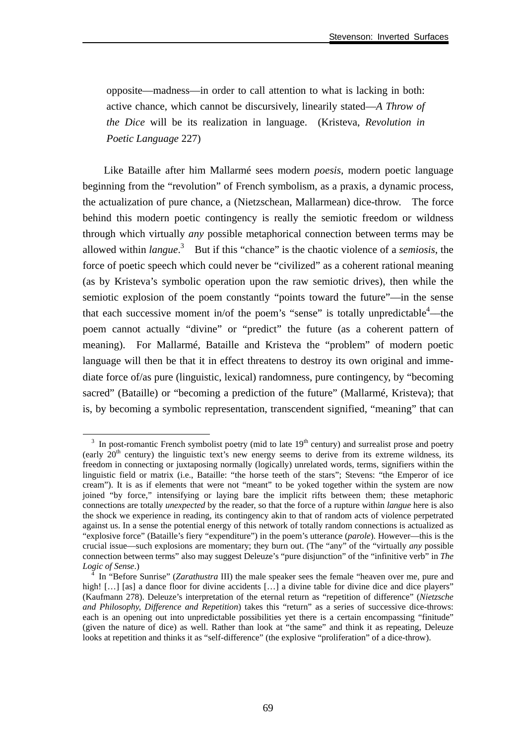> opposite—madness—in order to call attention to what is lacking in both: active chance, which cannot be discursively, linearly stated—*A Throw of the Dice* will be its realization in language. (Kristeva, *Revolution in Poetic Language* 227)

Like Bataille after him Mallarmé sees modern *poesis*, modern poetic language beginning from the "revolution" of French symbolism, as a praxis, a dynamic process, the actualization of pure chance, a (Nietzschean, Mallarmean) dice-throw. The force behind this modern poetic contingency is really the semiotic freedom or wildness through which virtually *any* possible metaphorical connection between terms may be allowed within *langue*.[3] But if this "chance" is the chaotic violence of a *semiosis*, the force of poetic speech which could never be "civilized" as a coherent rational meaning (as by Kristeva's symbolic operation upon the raw semiotic drives), then while the semiotic explosion of the poem constantly "points toward the future"—in the sense that each successive moment in/of the poem's "sense" is totally unpredictable[4]—the poem cannot actually "divine" or "predict" the future (as a coherent pattern of meaning). For Mallarmé, Bataille and Kristeva the "problem" of modern poetic language will then be that it in effect threatens to destroy its own original and immediate force of/as pure (linguistic, lexical) randomness, pure contingency, by "becoming sacred" (Bataille) or "becoming a prediction of the future" (Mallarmé, Kristeva); that is, by becoming a symbolic representation, transcendent signified, "meaning" that can

---

[3] In post-romantic French symbolist poetry (mid to late 19th century) and surrealist prose and poetry (early 20th century) the linguistic text's new energy seems to derive from its extreme wildness, its freedom in connecting or juxtaposing normally (logically) unrelated words, terms, signifiers within the linguistic field or matrix (i.e., Bataille: "the horse teeth of the stars"; Stevens: "the Emperor of ice cream"). It is as if elements that were not "meant" to be yoked together within the system are now joined "by force," intensifying or laying bare the implicit rifts between them; these metaphoric connections are totally *unexpected* by the reader, so that the force of a rupture within *langue* here is also the shock we experience in reading, its contingency akin to that of random acts of violence perpetrated against us. In a sense the potential energy of this network of totally random connections is actualized as "explosive force" (Bataille's fiery "expenditure") in the poem's utterance (*parole*). However—this is the crucial issue—such explosions are momentary; they burn out. (The "any" of the "virtually *any* possible connection between terms" also may suggest Deleuze's "pure disjunction" of the "infinitive verb" in *The Logic of Sense*.)

[4] In "Before Sunrise" (*Zarathustra* III) the male speaker sees the female "heaven over me, pure and high! […] [as] a dance floor for divine accidents […] a divine table for divine dice and dice players" (Kaufmann 278). Deleuze's interpretation of the eternal return as "repetition of difference" (*Nietzsche and Philosophy*, *Difference and Repetition*) takes this "return" as a series of successive dice-throws: each is an opening out into unpredictable possibilities yet there is a certain encompassing "finitude" (given the nature of dice) as well. Rather than look at "the same" and think it as repeating, Deleuze looks at repetition and thinks it as "self-difference" (the explosive "proliferation" of a dice-throw).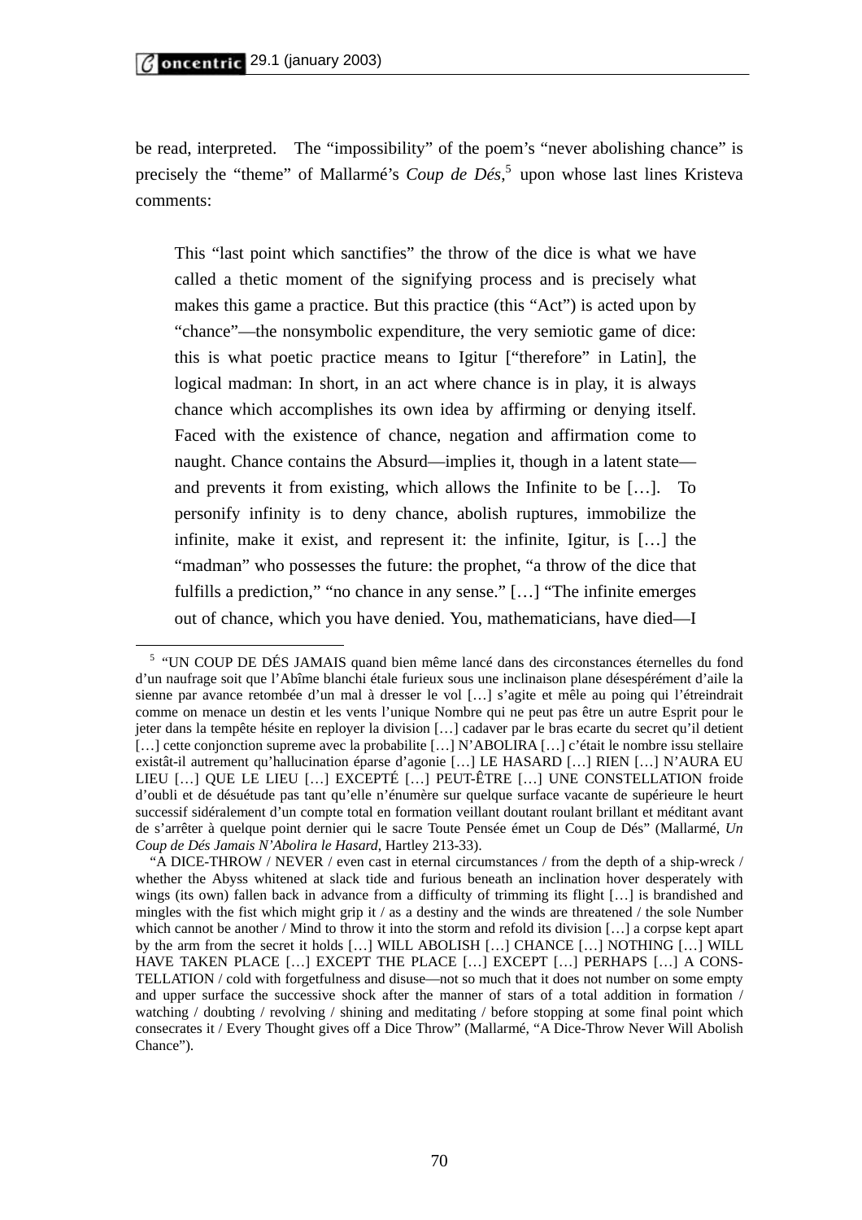be read, interpreted. The "impossibility" of the poem's "never abolishing chance" is precisely the "theme" of Mallarmé's *Coup de Dés*,[5] upon whose last lines Kristeva comments:

> This "last point which sanctifies" the throw of the dice is what we have called a thetic moment of the signifying process and is precisely what makes this game a practice. But this practice (this "Act") is acted upon by "chance"—the nonsymbolic expenditure, the very semiotic game of dice: this is what poetic practice means to Igitur ["therefore" in Latin], the logical madman: In short, in an act where chance is in play, it is always chance which accomplishes its own idea by affirming or denying itself. Faced with the existence of chance, negation and affirmation come to naught. Chance contains the Absurd—implies it, though in a latent state—and prevents it from existing, which allows the Infinite to be […]. To personify infinity is to deny chance, abolish ruptures, immobilize the infinite, make it exist, and represent it: the infinite, Igitur, is […] the "madman" who possesses the future: the prophet, "a throw of the dice that fulfills a prediction," "no chance in any sense." […] "The infinite emerges out of chance, which you have denied. You, mathematicians, have died—I

---

[5] "UN COUP DE DÉS JAMAIS quand bien même lancé dans des circonstances éternelles du fond d'un naufrage soit que l'Abîme blanchi étale furieux sous une inclinaison plane désespérément d'aile la sienne par avance retombée d'un mal à dresser le vol […] s'agite et mêle au poing qui l'étreindrait comme on menace un destin et les vents l'unique Nombre qui ne peut pas être un autre Esprit pour le jeter dans la tempête hésite en reployer la division […] cadaver par le bras ecarte du secret qu'il detient […] cette conjonction supreme avec la probabilite […] N'ABOLIRA […] c'était le nombre issu stellaire existât-il autrement qu'hallucination éparse d'agonie […] LE HASARD […] RIEN […] N'AURA EU LIEU […] QUE LE LIEU […] EXCEPTÉ […] PEUT-ÊTRE […] UNE CONSTELLATION froide d'oubli et de désuétude pas tant qu'elle n'énumère sur quelque surface vacante de supérieure le heurt successif sidéralement d'un compte total en formation veillant doutant roulant brillant et méditant avant de s'arrêter à quelque point dernier qui le sacre Toute Pensée émet un Coup de Dés" (Mallarmé, *Un Coup de Dés Jamais N'Abolira le Hasard*, Hartley 213-33).

"A DICE-THROW / NEVER / even cast in eternal circumstances / from the depth of a ship-wreck / whether the Abyss whitened at slack tide and furious beneath an inclination hover desperately with wings (its own) fallen back in advance from a difficulty of trimming its flight […] is brandished and mingles with the fist which might grip it / as a destiny and the winds are threatened / the sole Number which cannot be another / Mind to throw it into the storm and refold its division […] a corpse kept apart by the arm from the secret it holds […] WILL ABOLISH […] CHANCE […] NOTHING […] WILL HAVE TAKEN PLACE […] EXCEPT THE PLACE […] EXCEPT […] PERHAPS […] A CONS-TELLATION / cold with forgetfulness and disuse—not so much that it does not number on some empty and upper surface the successive shock after the manner of stars of a total addition in formation / watching / doubting / revolving / shining and meditating / before stopping at some final point which consecrates it / Every Thought gives off a Dice Throw" (Mallarmé, "A Dice-Throw Never Will Abolish Chance").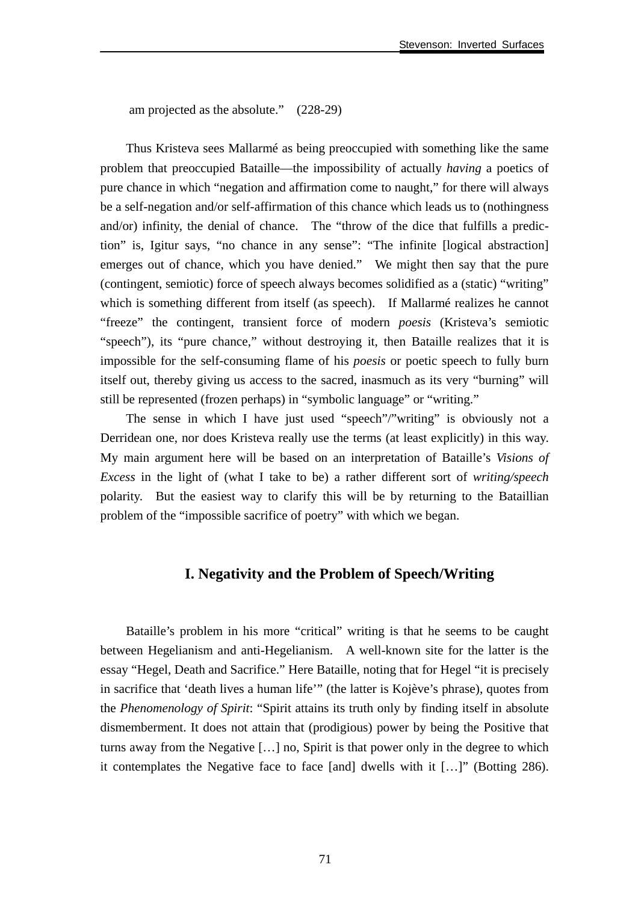am projected as the absolute." (228-29)

Thus Kristeva sees Mallarmé as being preoccupied with something like the same problem that preoccupied Bataille—the impossibility of actually *having* a poetics of pure chance in which "negation and affirmation come to naught," for there will always be a self-negation and/or self-affirmation of this chance which leads us to (nothingness and/or) infinity, the denial of chance. The "throw of the dice that fulfills a prediction" is, Igitur says, "no chance in any sense": "The infinite [logical abstraction] emerges out of chance, which you have denied." We might then say that the pure (contingent, semiotic) force of speech always becomes solidified as a (static) "writing" which is something different from itself (as speech). If Mallarmé realizes he cannot "freeze" the contingent, transient force of modern *poesis* (Kristeva's semiotic "speech"), its "pure chance," without destroying it, then Bataille realizes that it is impossible for the self-consuming flame of his *poesis* or poetic speech to fully burn itself out, thereby giving us access to the sacred, inasmuch as its very "burning" will still be represented (frozen perhaps) in "symbolic language" or "writing."

The sense in which I have just used "speech"/"writing" is obviously not a Derridean one, nor does Kristeva really use the terms (at least explicitly) in this way. My main argument here will be based on an interpretation of Bataille's *Visions of Excess* in the light of (what I take to be) a rather different sort of *writing/speech* polarity. But the easiest way to clarify this will be by returning to the Bataillian problem of the "impossible sacrifice of poetry" with which we began.

## I. Negativity and the Problem of Speech/Writing

Bataille's problem in his more "critical" writing is that he seems to be caught between Hegelianism and anti-Hegelianism. A well-known site for the latter is the essay "Hegel, Death and Sacrifice." Here Bataille, noting that for Hegel "it is precisely in sacrifice that 'death lives a human life'" (the latter is Kojève's phrase), quotes from the *Phenomenology of Spirit*: "Spirit attains its truth only by finding itself in absolute dismemberment. It does not attain that (prodigious) power by being the Positive that turns away from the Negative […] no, Spirit is that power only in the degree to which it contemplates the Negative face to face [and] dwells with it […]" (Botting 286).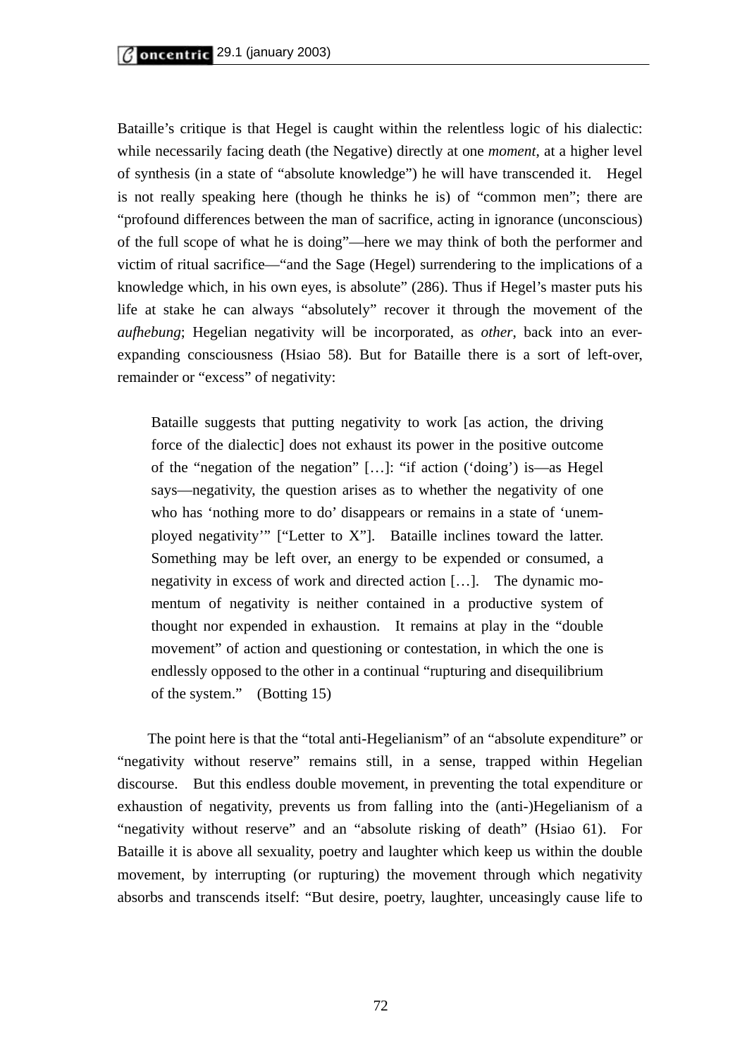Bataille's critique is that Hegel is caught within the relentless logic of his dialectic: while necessarily facing death (the Negative) directly at one *moment*, at a higher level of synthesis (in a state of "absolute knowledge") he will have transcended it. Hegel is not really speaking here (though he thinks he is) of "common men"; there are "profound differences between the man of sacrifice, acting in ignorance (unconscious) of the full scope of what he is doing"—here we may think of both the performer and victim of ritual sacrifice—"and the Sage (Hegel) surrendering to the implications of a knowledge which, in his own eyes, is absolute" (286). Thus if Hegel's master puts his life at stake he can always "absolutely" recover it through the movement of the *aufhebung*; Hegelian negativity will be incorporated, as *other*, back into an ever-expanding consciousness (Hsiao 58). But for Bataille there is a sort of left-over, remainder or "excess" of negativity:

> Bataille suggests that putting negativity to work [as action, the driving force of the dialectic] does not exhaust its power in the positive outcome of the "negation of the negation" […]: "if action ('doing') is—as Hegel says—negativity, the question arises as to whether the negativity of one who has 'nothing more to do' disappears or remains in a state of 'unemployed negativity'" ["Letter to X"]. Bataille inclines toward the latter. Something may be left over, an energy to be expended or consumed, a negativity in excess of work and directed action […]. The dynamic momentum of negativity is neither contained in a productive system of thought nor expended in exhaustion. It remains at play in the "double movement" of action and questioning or contestation, in which the one is endlessly opposed to the other in a continual "rupturing and disequilibrium of the system." (Botting 15)

The point here is that the "total anti-Hegelianism" of an "absolute expenditure" or "negativity without reserve" remains still, in a sense, trapped within Hegelian discourse. But this endless double movement, in preventing the total expenditure or exhaustion of negativity, prevents us from falling into the (anti-)Hegelianism of a "negativity without reserve" and an "absolute risking of death" (Hsiao 61). For Bataille it is above all sexuality, poetry and laughter which keep us within the double movement, by interrupting (or rupturing) the movement through which negativity absorbs and transcends itself: "But desire, poetry, laughter, unceasingly cause life to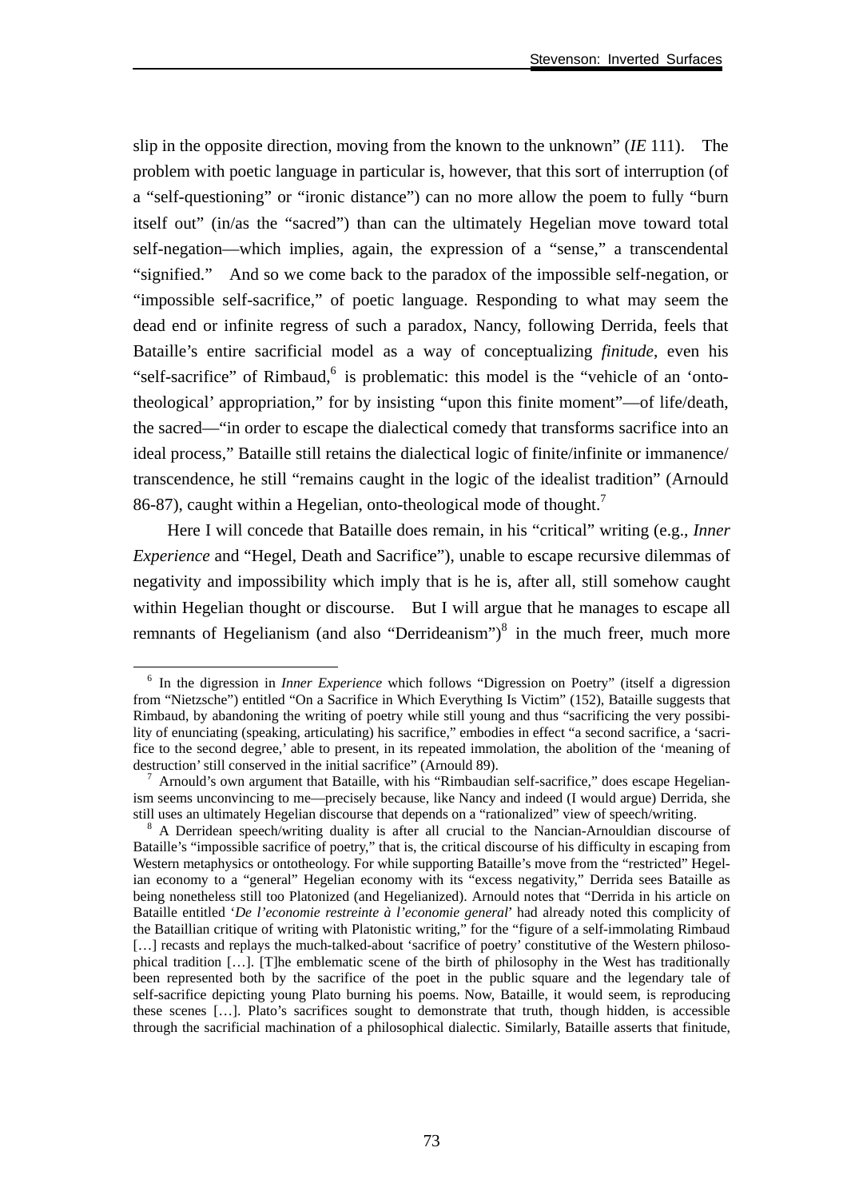slip in the opposite direction, moving from the known to the unknown" (*IE* 111). The problem with poetic language in particular is, however, that this sort of interruption (of a "self-questioning" or "ironic distance") can no more allow the poem to fully "burn itself out" (in/as the "sacred") than can the ultimately Hegelian move toward total self-negation—which implies, again, the expression of a "sense," a transcendental "signified." And so we come back to the paradox of the impossible self-negation, or "impossible self-sacrifice," of poetic language. Responding to what may seem the dead end or infinite regress of such a paradox, Nancy, following Derrida, feels that Bataille's entire sacrificial model as a way of conceptualizing *finitude*, even his "self-sacrifice" of Rimbaud,[6] is problematic: this model is the "vehicle of an 'onto-theological' appropriation," for by insisting "upon this finite moment"—of life/death, the sacred—"in order to escape the dialectical comedy that transforms sacrifice into an ideal process," Bataille still retains the dialectical logic of finite/infinite or immanence/transcendence, he still "remains caught in the logic of the idealist tradition" (Arnould 86-87), caught within a Hegelian, onto-theological mode of thought.[7]

Here I will concede that Bataille does remain, in his "critical" writing (e.g., *Inner Experience* and "Hegel, Death and Sacrifice"), unable to escape recursive dilemmas of negativity and impossibility which imply that is he is, after all, still somehow caught within Hegelian thought or discourse. But I will argue that he manages to escape all remnants of Hegelianism (and also "Derrideanism")[8] in the much freer, much more

---

[6] In the digression in *Inner Experience* which follows "Digression on Poetry" (itself a digression from "Nietzsche") entitled "On a Sacrifice in Which Everything Is Victim" (152), Bataille suggests that Rimbaud, by abandoning the writing of poetry while still young and thus "sacrificing the very possibility of enunciating (speaking, articulating) his sacrifice," embodies in effect "a second sacrifice, a 'sacrifice to the second degree,' able to present, in its repeated immolation, the abolition of the 'meaning of destruction' still conserved in the initial sacrifice" (Arnould 89).

[7] Arnould's own argument that Bataille, with his "Rimbaudian self-sacrifice," does escape Hegelianism seems unconvincing to me—precisely because, like Nancy and indeed (I would argue) Derrida, she still uses an ultimately Hegelian discourse that depends on a "rationalized" view of speech/writing.

[8] A Derridean speech/writing duality is after all crucial to the Nancian-Arnouldian discourse of Bataille's "impossible sacrifice of poetry," that is, the critical discourse of his difficulty in escaping from Western metaphysics or ontotheology. For while supporting Bataille's move from the "restricted" Hegelian economy to a "general" Hegelian economy with its "excess negativity," Derrida sees Bataille as being nonetheless still too Platonized (and Hegelianized). Arnould notes that "Derrida in his article on Bataille entitled '*De l'economie restreinte à l'economie general*' had already noted this complicity of the Bataillian critique of writing with Platonistic writing," for the "figure of a self-immolating Rimbaud […] recasts and replays the much-talked-about 'sacrifice of poetry' constitutive of the Western philosophical tradition […]. [T]he emblematic scene of the birth of philosophy in the West has traditionally been represented both by the sacrifice of the poet in the public square and the legendary tale of self-sacrifice depicting young Plato burning his poems. Now, Bataille, it would seem, is reproducing these scenes […]. Plato's sacrifices sought to demonstrate that truth, though hidden, is accessible through the sacrificial machination of a philosophical dialectic. Similarly, Bataille asserts that finitude,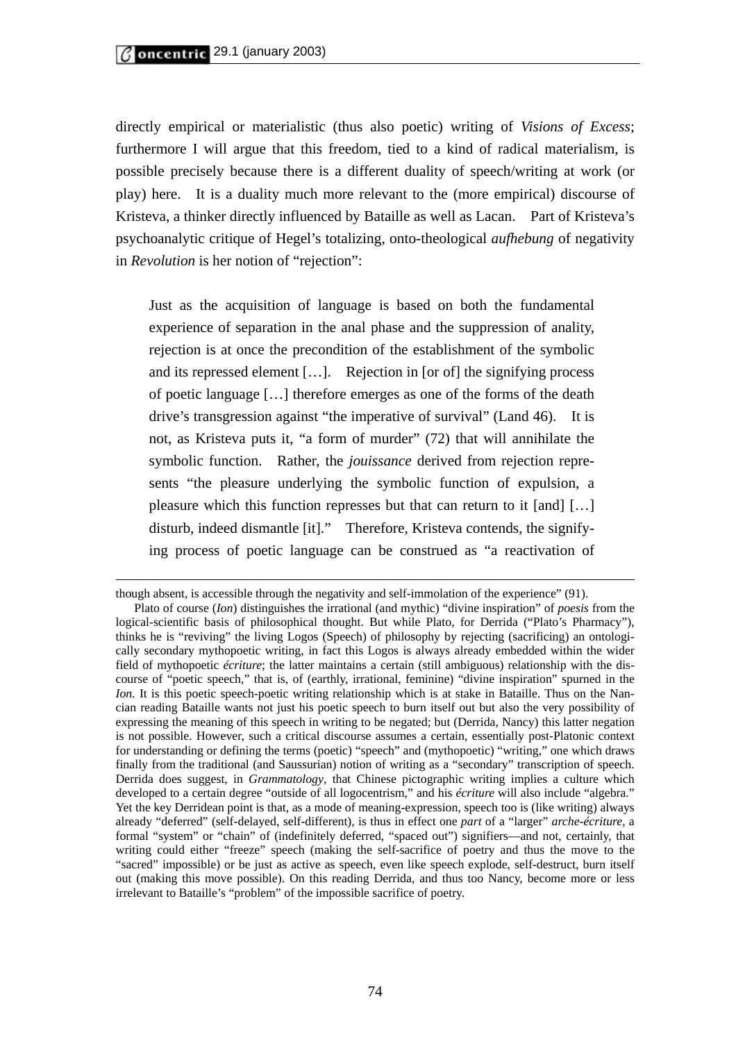directly empirical or materialistic (thus also poetic) writing of *Visions of Excess*; furthermore I will argue that this freedom, tied to a kind of radical materialism, is possible precisely because there is a different duality of speech/writing at work (or play) here. It is a duality much more relevant to the (more empirical) discourse of Kristeva, a thinker directly influenced by Bataille as well as Lacan. Part of Kristeva's psychoanalytic critique of Hegel's totalizing, onto-theological *aufhebung* of negativity in *Revolution* is her notion of "rejection":

> Just as the acquisition of language is based on both the fundamental experience of separation in the anal phase and the suppression of anality, rejection is at once the precondition of the establishment of the symbolic and its repressed element […]. Rejection in [or of] the signifying process of poetic language […] therefore emerges as one of the forms of the death drive's transgression against "the imperative of survival" (Land 46). It is not, as Kristeva puts it, "a form of murder" (72) that will annihilate the symbolic function. Rather, the *jouissance* derived from rejection represents "the pleasure underlying the symbolic function of expulsion, a pleasure which this function represses but that can return to it [and] […] disturb, indeed dismantle [it]." Therefore, Kristeva contends, the signifying process of poetic language can be construed as "a reactivation of

---

though absent, is accessible through the negativity and self-immolation of the experience" (91).

Plato of course (*Ion*) distinguishes the irrational (and mythic) "divine inspiration" of *poesis* from the logical-scientific basis of philosophical thought. But while Plato, for Derrida ("Plato's Pharmacy"), thinks he is "reviving" the living Logos (Speech) of philosophy by rejecting (sacrificing) an ontologically secondary mythopoetic writing, in fact this Logos is always already embedded within the wider field of mythopoetic *écriture*; the latter maintains a certain (still ambiguous) relationship with the discourse of "poetic speech," that is, of (earthly, irrational, feminine) "divine inspiration" spurned in the *Ion.* It is this poetic speech-poetic writing relationship which is at stake in Bataille. Thus on the Nancian reading Bataille wants not just his poetic speech to burn itself out but also the very possibility of expressing the meaning of this speech in writing to be negated; but (Derrida, Nancy) this latter negation is not possible. However, such a critical discourse assumes a certain, essentially post-Platonic context for understanding or defining the terms (poetic) "speech" and (mythopoetic) "writing," one which draws finally from the traditional (and Saussurian) notion of writing as a "secondary" transcription of speech. Derrida does suggest, in *Grammatology*, that Chinese pictographic writing implies a culture which developed to a certain degree "outside of all logocentrism," and his *écriture* will also include "algebra." Yet the key Derridean point is that, as a mode of meaning-expression, speech too is (like writing) always already "deferred" (self-delayed, self-different), is thus in effect one *part* of a "larger" *arche-écriture,* a formal "system" or "chain" of (indefinitely deferred, "spaced out") signifiers—and not, certainly, that writing could either "freeze" speech (making the self-sacrifice of poetry and thus the move to the "sacred" impossible) or be just as active as speech, even like speech explode, self-destruct, burn itself out (making this move possible). On this reading Derrida, and thus too Nancy, become more or less irrelevant to Bataille's "problem" of the impossible sacrifice of poetry.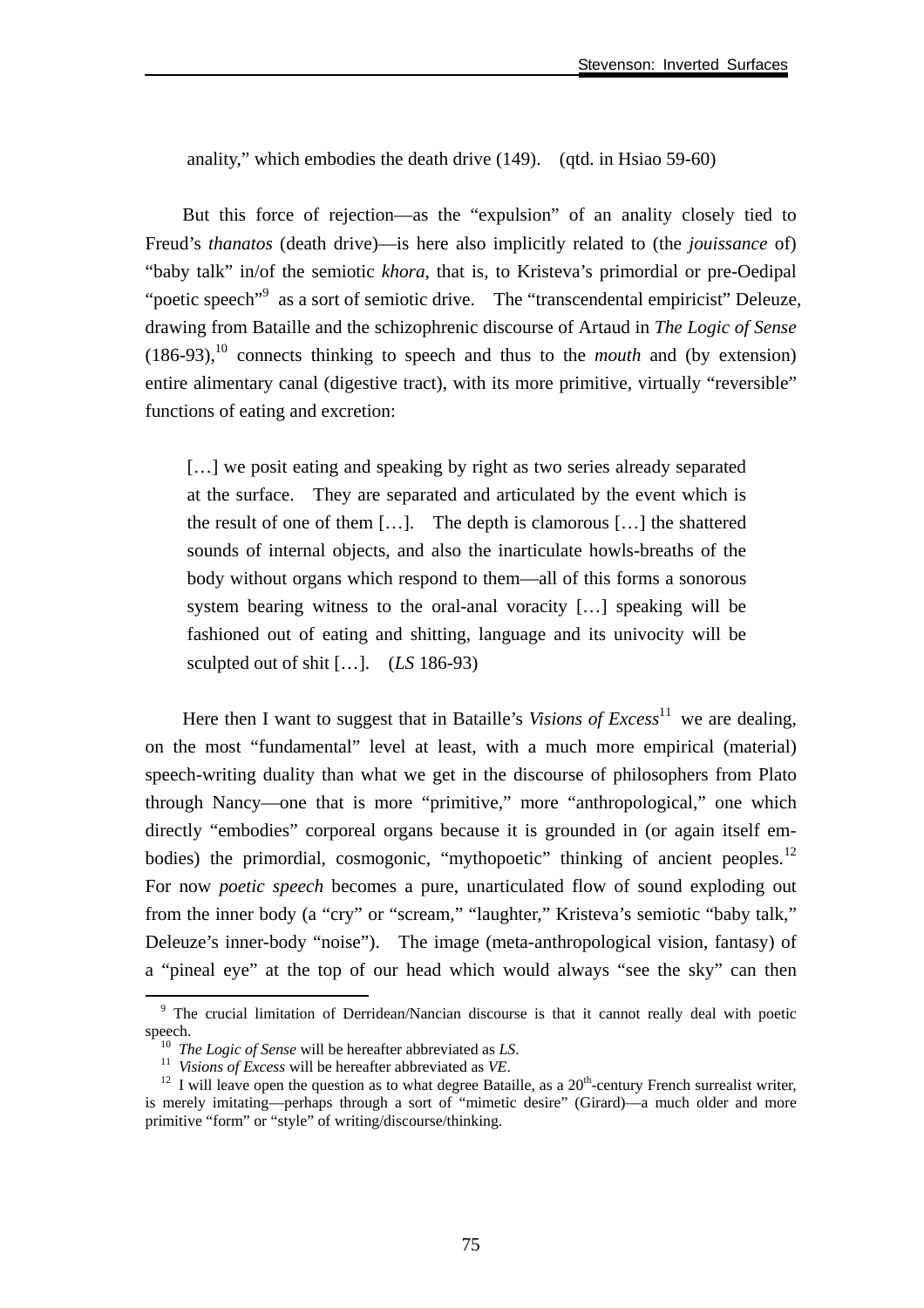anality," which embodies the death drive (149). (qtd. in Hsiao 59-60)

But this force of rejection—as the "expulsion" of an anality closely tied to Freud's *thanatos* (death drive)—is here also implicitly related to (the *jouissance* of) "baby talk" in/of the semiotic *khora*, that is, to Kristeva's primordial or pre-Oedipal "poetic speech"[9] as a sort of semiotic drive. The "transcendental empiricist" Deleuze, drawing from Bataille and the schizophrenic discourse of Artaud in *The Logic of Sense* (186-93),[10] connects thinking to speech and thus to the *mouth* and (by extension) entire alimentary canal (digestive tract), with its more primitive, virtually "reversible" functions of eating and excretion:

> […] we posit eating and speaking by right as two series already separated at the surface. They are separated and articulated by the event which is the result of one of them […]. The depth is clamorous […] the shattered sounds of internal objects, and also the inarticulate howls-breaths of the body without organs which respond to them—all of this forms a sonorous system bearing witness to the oral-anal voracity […] speaking will be fashioned out of eating and shitting, language and its univocity will be sculpted out of shit […]. (*LS* 186-93)

Here then I want to suggest that in Bataille's *Visions of Excess*[11] we are dealing, on the most "fundamental" level at least, with a much more empirical (material) speech-writing duality than what we get in the discourse of philosophers from Plato through Nancy—one that is more "primitive," more "anthropological," one which directly "embodies" corporeal organs because it is grounded in (or again itself embodies) the primordial, cosmogonic, "mythopoetic" thinking of ancient peoples.[12] For now *poetic speech* becomes a pure, unarticulated flow of sound exploding out from the inner body (a "cry" or "scream," "laughter," Kristeva's semiotic "baby talk," Deleuze's inner-body "noise"). The image (meta-anthropological vision, fantasy) of a "pineal eye" at the top of our head which would always "see the sky" can then

---

[9] The crucial limitation of Derridean/Nancian discourse is that it cannot really deal with poetic speech.

[10] *The Logic of Sense* will be hereafter abbreviated as *LS*.

[11] *Visions of Excess* will be hereafter abbreviated as *VE*.

[12] I will leave open the question as to what degree Bataille, as a 20th-century French surrealist writer, is merely imitating—perhaps through a sort of "mimetic desire" (Girard)—a much older and more primitive "form" or "style" of writing/discourse/thinking.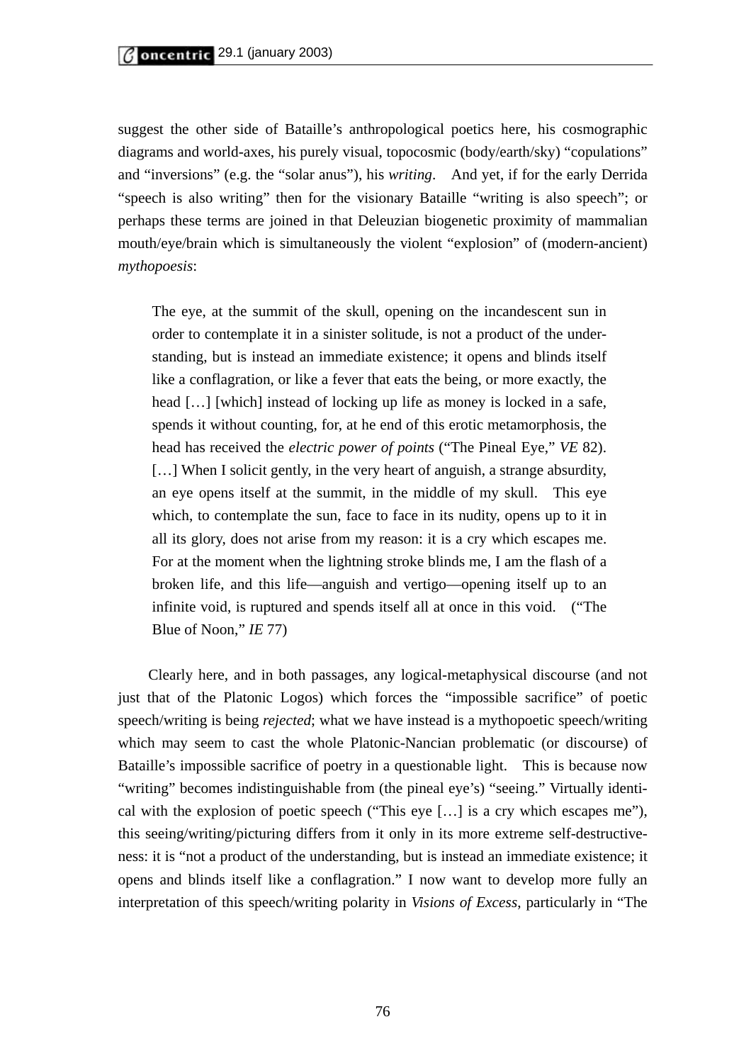suggest the other side of Bataille's anthropological poetics here, his cosmographic diagrams and world-axes, his purely visual, topocosmic (body/earth/sky) "copulations" and "inversions" (e.g. the "solar anus"), his *writing*. And yet, if for the early Derrida "speech is also writing" then for the visionary Bataille "writing is also speech"; or perhaps these terms are joined in that Deleuzian biogenetic proximity of mammalian mouth/eye/brain which is simultaneously the violent "explosion" of (modern-ancient) *mythopoesis*:

> The eye, at the summit of the skull, opening on the incandescent sun in order to contemplate it in a sinister solitude, is not a product of the understanding, but is instead an immediate existence; it opens and blinds itself like a conflagration, or like a fever that eats the being, or more exactly, the head […] [which] instead of locking up life as money is locked in a safe, spends it without counting, for, at he end of this erotic metamorphosis, the head has received the *electric power of points* ("The Pineal Eye," *VE* 82). […] When I solicit gently, in the very heart of anguish, a strange absurdity, an eye opens itself at the summit, in the middle of my skull. This eye which, to contemplate the sun, face to face in its nudity, opens up to it in all its glory, does not arise from my reason: it is a cry which escapes me. For at the moment when the lightning stroke blinds me, I am the flash of a broken life, and this life—anguish and vertigo—opening itself up to an infinite void, is ruptured and spends itself all at once in this void. ("The Blue of Noon," *IE* 77)

Clearly here, and in both passages, any logical-metaphysical discourse (and not just that of the Platonic Logos) which forces the "impossible sacrifice" of poetic speech/writing is being *rejected*; what we have instead is a mythopoetic speech/writing which may seem to cast the whole Platonic-Nancian problematic (or discourse) of Bataille's impossible sacrifice of poetry in a questionable light. This is because now "writing" becomes indistinguishable from (the pineal eye's) "seeing." Virtually identical with the explosion of poetic speech ("This eye […] is a cry which escapes me"), this seeing/writing/picturing differs from it only in its more extreme self-destructiveness: it is "not a product of the understanding, but is instead an immediate existence; it opens and blinds itself like a conflagration." I now want to develop more fully an interpretation of this speech/writing polarity in *Visions of Excess*, particularly in "The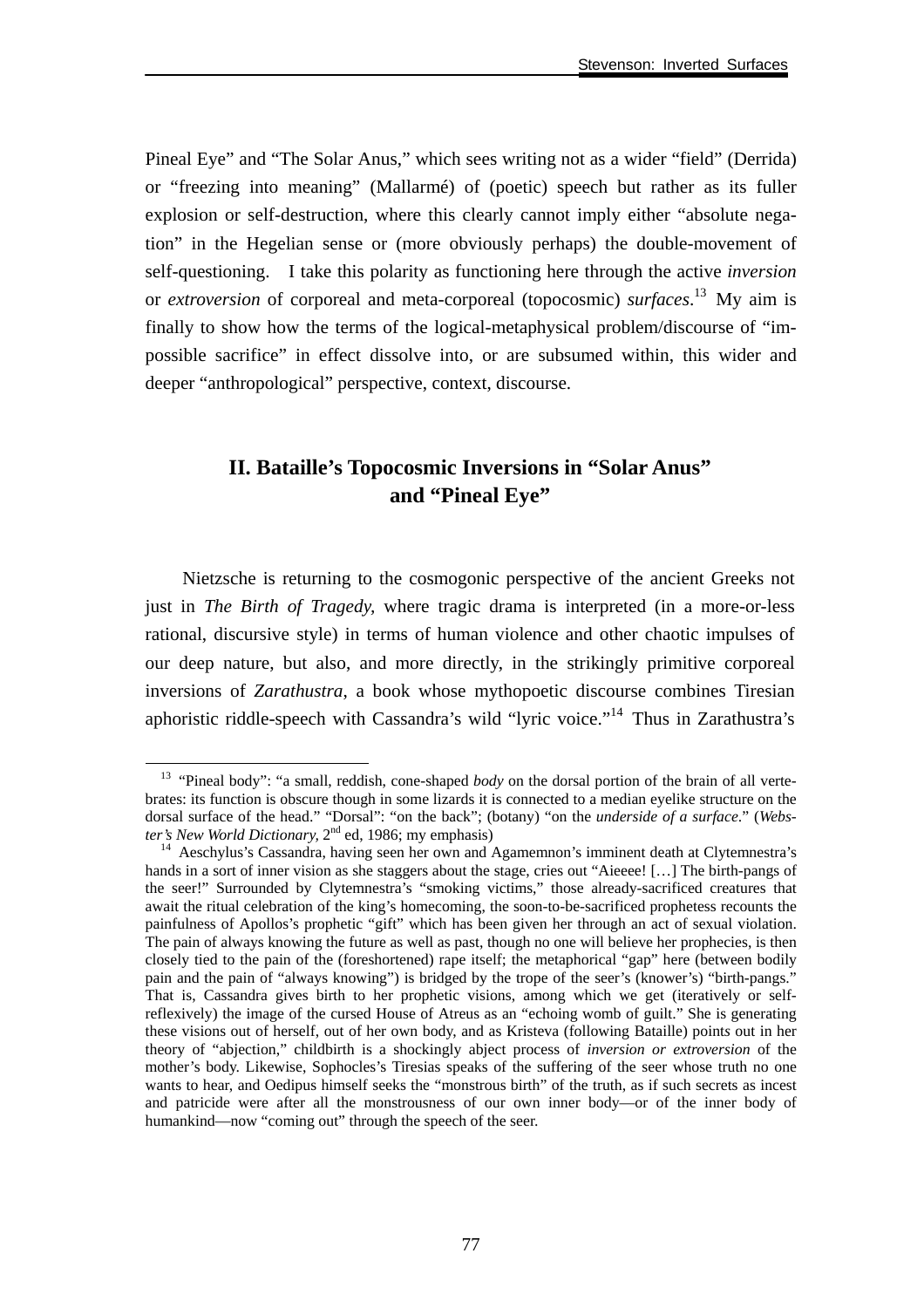Pineal Eye" and "The Solar Anus," which sees writing not as a wider "field" (Derrida) or "freezing into meaning" (Mallarmé) of (poetic) speech but rather as its fuller explosion or self-destruction, where this clearly cannot imply either "absolute negation" in the Hegelian sense or (more obviously perhaps) the double-movement of self-questioning. I take this polarity as functioning here through the active *inversion* or *extroversion* of corporeal and meta-corporeal (topocosmic) *surfaces*.[13] My aim is finally to show how the terms of the logical-metaphysical problem/discourse of "impossible sacrifice" in effect dissolve into, or are subsumed within, this wider and deeper "anthropological" perspective, context, discourse.

## II. Bataille's Topocosmic Inversions in "Solar Anus" and "Pineal Eye"

Nietzsche is returning to the cosmogonic perspective of the ancient Greeks not just in *The Birth of Tragedy,* where tragic drama is interpreted (in a more-or-less rational, discursive style) in terms of human violence and other chaotic impulses of our deep nature, but also, and more directly, in the strikingly primitive corporeal inversions of *Zarathustra*, a book whose mythopoetic discourse combines Tiresian aphoristic riddle-speech with Cassandra's wild "lyric voice."[14] Thus in Zarathustra's

---

[13] "Pineal body": "a small, reddish, cone-shaped *body* on the dorsal portion of the brain of all vertebrates: its function is obscure though in some lizards it is connected to a median eyelike structure on the dorsal surface of the head." "Dorsal": "on the back"; (botany) "on the *underside of a surface*." (*Webster's New World Dictionary*, 2nd ed, 1986; my emphasis)

[14] Aeschylus's Cassandra, having seen her own and Agamemnon's imminent death at Clytemnestra's hands in a sort of inner vision as she staggers about the stage, cries out "Aieeee! […] The birth-pangs of the seer!" Surrounded by Clytemnestra's "smoking victims," those already-sacrificed creatures that await the ritual celebration of the king's homecoming, the soon-to-be-sacrificed prophetess recounts the painfulness of Apollos's prophetic "gift" which has been given her through an act of sexual violation. The pain of always knowing the future as well as past, though no one will believe her prophecies, is then closely tied to the pain of the (foreshortened) rape itself; the metaphorical "gap" here (between bodily pain and the pain of "always knowing") is bridged by the trope of the seer's (knower's) "birth-pangs." That is, Cassandra gives birth to her prophetic visions, among which we get (iteratively or self-reflexively) the image of the cursed House of Atreus as an "echoing womb of guilt." She is generating these visions out of herself, out of her own body, and as Kristeva (following Bataille) points out in her theory of "abjection," childbirth is a shockingly abject process of *inversion or extroversion* of the mother's body. Likewise, Sophocles's Tiresias speaks of the suffering of the seer whose truth no one wants to hear, and Oedipus himself seeks the "monstrous birth" of the truth, as if such secrets as incest and patricide were after all the monstrousness of our own inner body—or of the inner body of humankind—now "coming out" through the speech of the seer.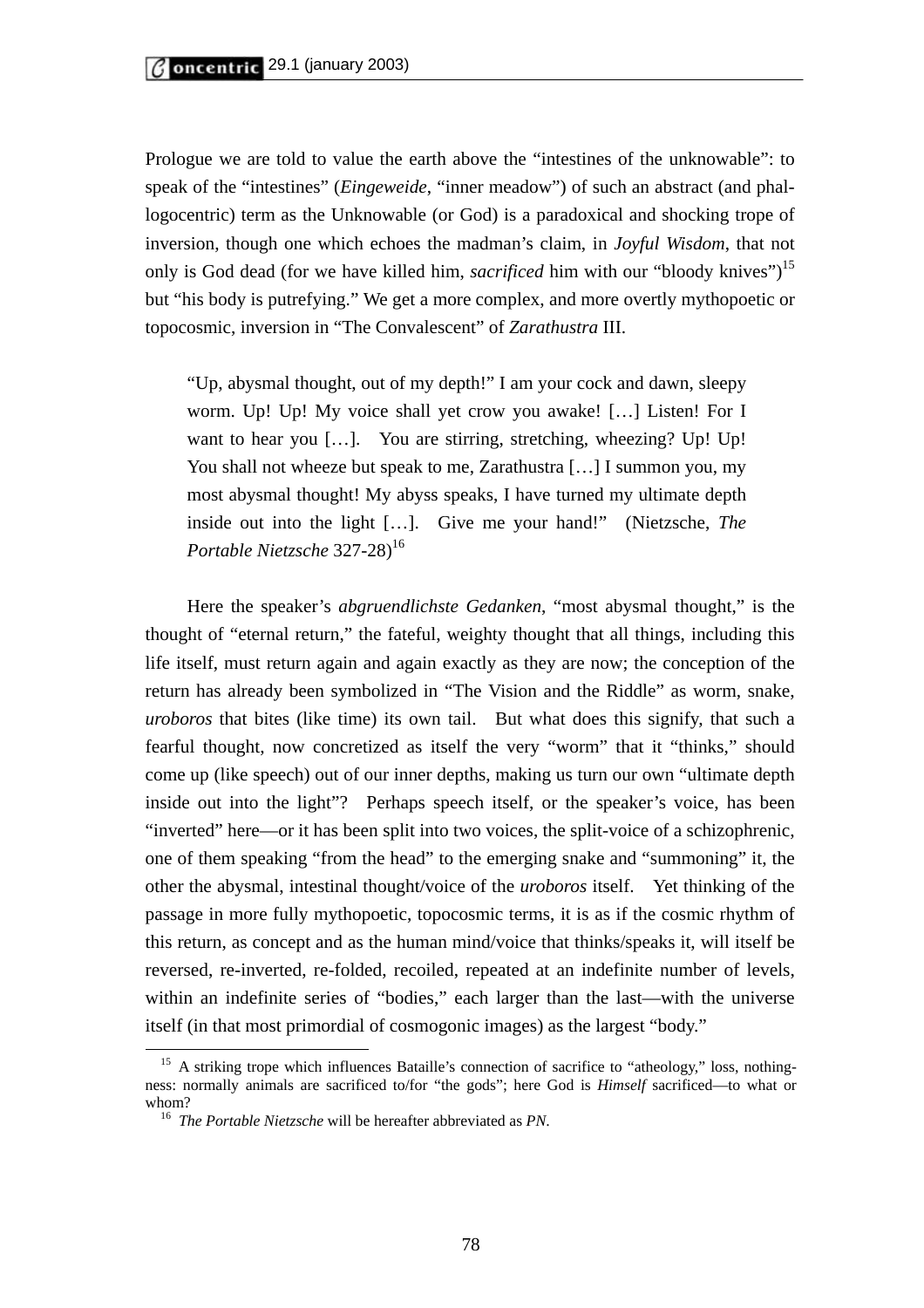Prologue we are told to value the earth above the "intestines of the unknowable": to speak of the "intestines" (*Eingeweide*, "inner meadow") of such an abstract (and phallogocentric) term as the Unknowable (or God) is a paradoxical and shocking trope of inversion, though one which echoes the madman's claim, in *Joyful Wisdom*, that not only is God dead (for we have killed him, *sacrificed* him with our "bloody knives")[15] but "his body is putrefying." We get a more complex, and more overtly mythopoetic or topocosmic, inversion in "The Convalescent" of *Zarathustra* III.

> "Up, abysmal thought, out of my depth!" I am your cock and dawn, sleepy worm. Up! Up! My voice shall yet crow you awake! […] Listen! For I want to hear you […]. You are stirring, stretching, wheezing? Up! Up! You shall not wheeze but speak to me, Zarathustra […] I summon you, my most abysmal thought! My abyss speaks, I have turned my ultimate depth inside out into the light […]. Give me your hand!" (Nietzsche, *The Portable Nietzsche* 327-28)[16]

Here the speaker's *abgruendlichste Gedanken*, "most abysmal thought," is the thought of "eternal return," the fateful, weighty thought that all things, including this life itself, must return again and again exactly as they are now; the conception of the return has already been symbolized in "The Vision and the Riddle" as worm, snake, *uroboros* that bites (like time) its own tail. But what does this signify, that such a fearful thought, now concretized as itself the very "worm" that it "thinks," should come up (like speech) out of our inner depths, making us turn our own "ultimate depth inside out into the light"? Perhaps speech itself, or the speaker's voice, has been "inverted" here—or it has been split into two voices, the split-voice of a schizophrenic, one of them speaking "from the head" to the emerging snake and "summoning" it, the other the abysmal, intestinal thought/voice of the *uroboros* itself. Yet thinking of the passage in more fully mythopoetic, topocosmic terms, it is as if the cosmic rhythm of this return, as concept and as the human mind/voice that thinks/speaks it, will itself be reversed, re-inverted, re-folded, recoiled, repeated at an indefinite number of levels, within an indefinite series of "bodies," each larger than the last—with the universe itself (in that most primordial of cosmogonic images) as the largest "body."

[15] A striking trope which influences Bataille's connection of sacrifice to "atheology," loss, nothingness: normally animals are sacrificed to/for "the gods"; here God is *Himself* sacrificed—to what or whom?

[16] *The Portable Nietzsche* will be hereafter abbreviated as *PN*.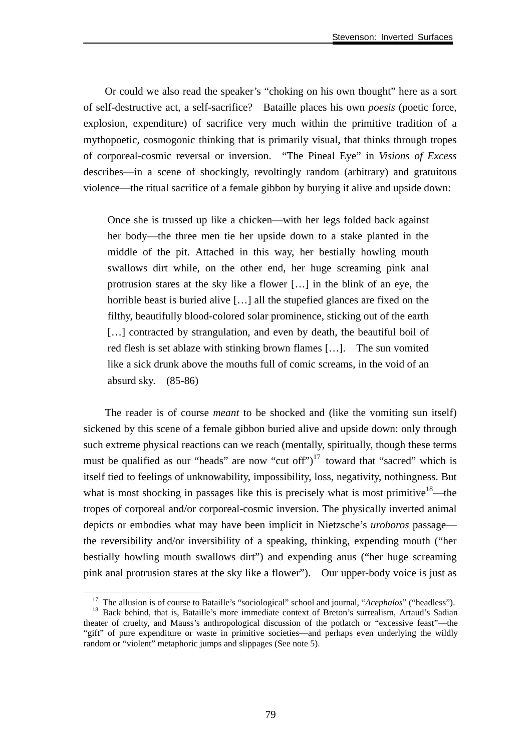Or could we also read the speaker's "choking on his own thought" here as a sort of self-destructive act, a self-sacrifice? Bataille places his own *poesis* (poetic force, explosion, expenditure) of sacrifice very much within the primitive tradition of a mythopoetic, cosmogonic thinking that is primarily visual, that thinks through tropes of corporeal-cosmic reversal or inversion. "The Pineal Eye" in *Visions of Excess* describes—in a scene of shockingly, revoltingly random (arbitrary) and gratuitous violence—the ritual sacrifice of a female gibbon by burying it alive and upside down:

> Once she is trussed up like a chicken—with her legs folded back against her body—the three men tie her upside down to a stake planted in the middle of the pit. Attached in this way, her bestially howling mouth swallows dirt while, on the other end, her huge screaming pink anal protrusion stares at the sky like a flower […] in the blink of an eye, the horrible beast is buried alive […] all the stupefied glances are fixed on the filthy, beautifully blood-colored solar prominence, sticking out of the earth […] contracted by strangulation, and even by death, the beautiful boil of red flesh is set ablaze with stinking brown flames […]. The sun vomited like a sick drunk above the mouths full of comic screams, in the void of an absurd sky. (85-86)

The reader is of course *meant* to be shocked and (like the vomiting sun itself) sickened by this scene of a female gibbon buried alive and upside down: only through such extreme physical reactions can we reach (mentally, spiritually, though these terms must be qualified as our "heads" are now "cut off")[17] toward that "sacred" which is itself tied to feelings of unknowability, impossibility, loss, negativity, nothingness. But what is most shocking in passages like this is precisely what is most primitive[18]—the tropes of corporeal and/or corporeal-cosmic inversion. The physically inverted animal depicts or embodies what may have been implicit in Nietzsche's *uroboros* passage—the reversibility and/or inversibility of a speaking, thinking, expending mouth ("her bestially howling mouth swallows dirt") and expending anus ("her huge screaming pink anal protrusion stares at the sky like a flower"). Our upper-body voice is just as

---

[17] The allusion is of course to Bataille's "sociological" school and journal, "*Acephalos*" ("headless").

[18] Back behind, that is, Bataille's more immediate context of Breton's surrealism, Artaud's Sadian theater of cruelty, and Mauss's anthropological discussion of the potlatch or "excessive feast"—the "gift" of pure expenditure or waste in primitive societies—and perhaps even underlying the wildly random or "violent" metaphoric jumps and slippages (See note 5).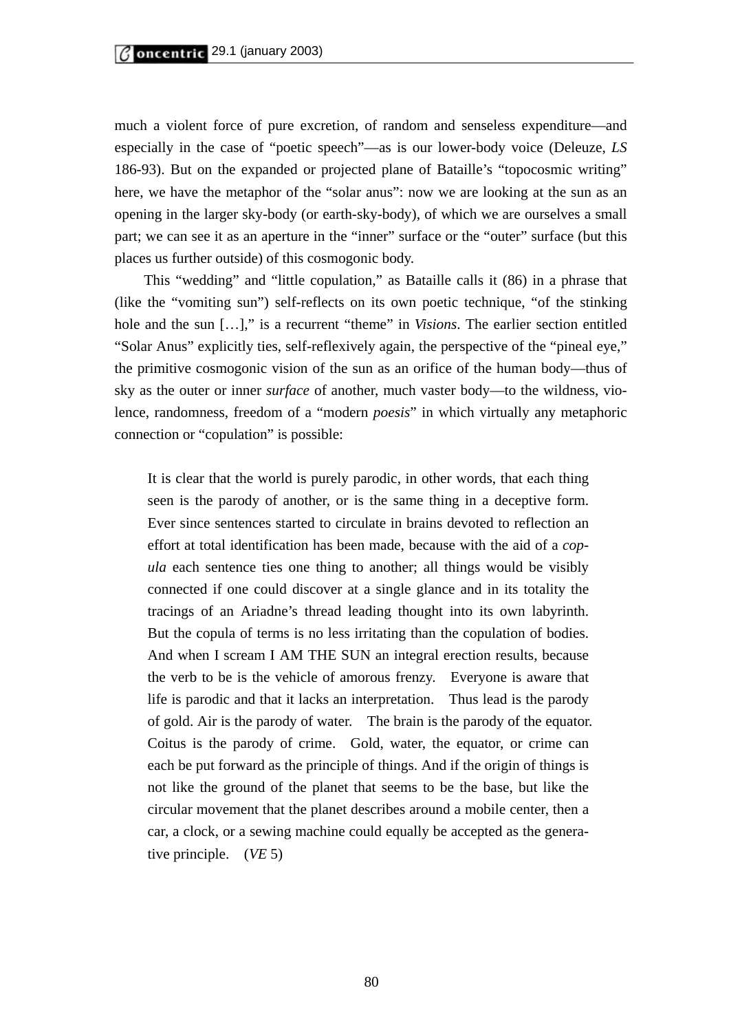much a violent force of pure excretion, of random and senseless expenditure—and especially in the case of "poetic speech"—as is our lower-body voice (Deleuze, *LS* 186-93). But on the expanded or projected plane of Bataille's "topocosmic writing" here, we have the metaphor of the "solar anus": now we are looking at the sun as an opening in the larger sky-body (or earth-sky-body), of which we are ourselves a small part; we can see it as an aperture in the "inner" surface or the "outer" surface (but this places us further outside) of this cosmogonic body.

This "wedding" and "little copulation," as Bataille calls it (86) in a phrase that (like the "vomiting sun") self-reflects on its own poetic technique, "of the stinking hole and the sun […]," is a recurrent "theme" in *Visions*. The earlier section entitled "Solar Anus" explicitly ties, self-reflexively again, the perspective of the "pineal eye," the primitive cosmogonic vision of the sun as an orifice of the human body—thus of sky as the outer or inner *surface* of another, much vaster body—to the wildness, violence, randomness, freedom of a "modern *poesis*" in which virtually any metaphoric connection or "copulation" is possible:

> It is clear that the world is purely parodic, in other words, that each thing seen is the parody of another, or is the same thing in a deceptive form. Ever since sentences started to circulate in brains devoted to reflection an effort at total identification has been made, because with the aid of a *copula* each sentence ties one thing to another; all things would be visibly connected if one could discover at a single glance and in its totality the tracings of an Ariadne's thread leading thought into its own labyrinth. But the copula of terms is no less irritating than the copulation of bodies. And when I scream I AM THE SUN an integral erection results, because the verb to be is the vehicle of amorous frenzy. Everyone is aware that life is parodic and that it lacks an interpretation. Thus lead is the parody of gold. Air is the parody of water. The brain is the parody of the equator. Coitus is the parody of crime. Gold, water, the equator, or crime can each be put forward as the principle of things. And if the origin of things is not like the ground of the planet that seems to be the base, but like the circular movement that the planet describes around a mobile center, then a car, a clock, or a sewing machine could equally be accepted as the generative principle. (*VE* 5)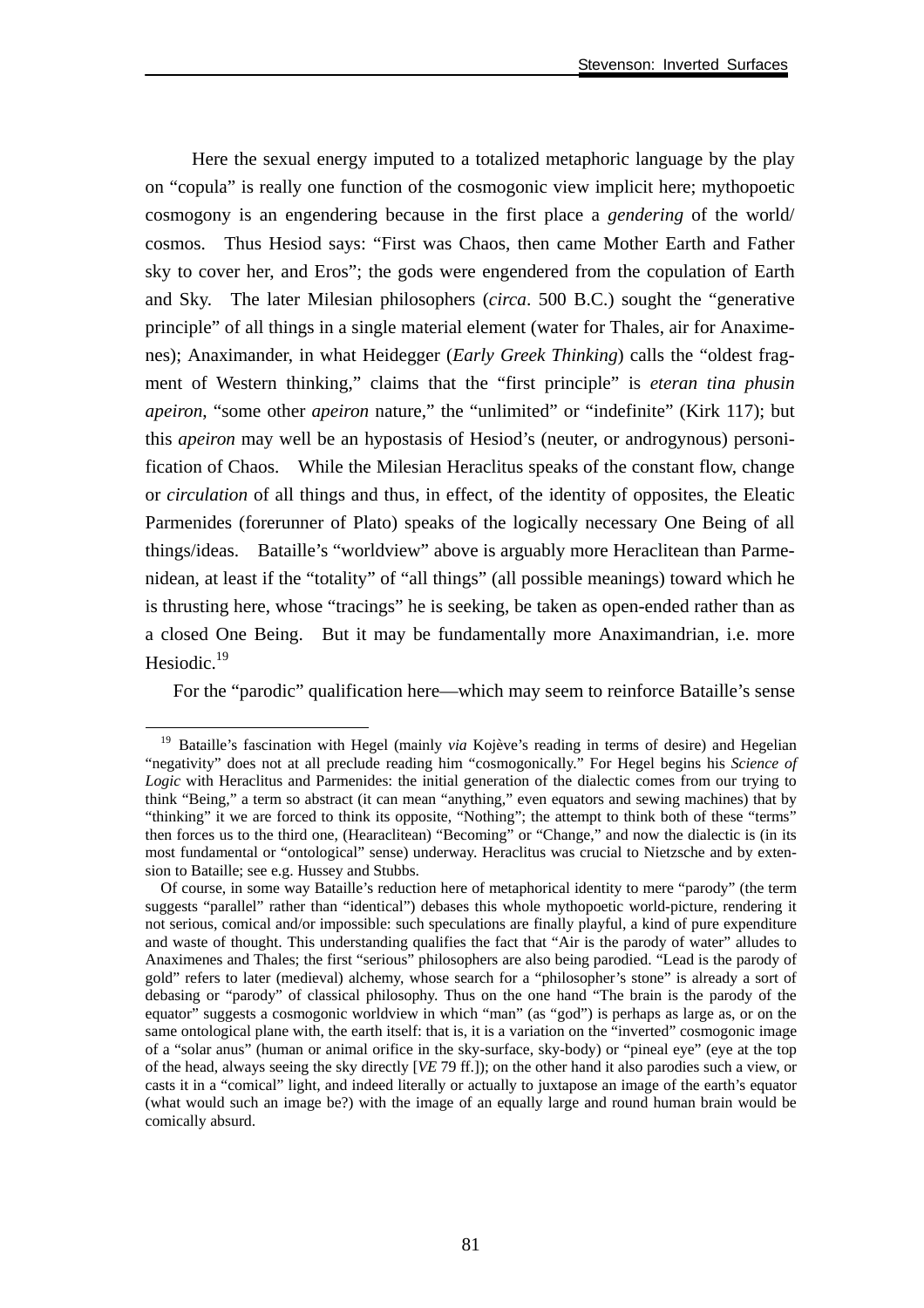Here the sexual energy imputed to a totalized metaphoric language by the play on "copula" is really one function of the cosmogonic view implicit here; mythopoetic cosmogony is an engendering because in the first place a *gendering* of the world/ cosmos. Thus Hesiod says: "First was Chaos, then came Mother Earth and Father sky to cover her, and Eros"; the gods were engendered from the copulation of Earth and Sky. The later Milesian philosophers (*circa*. 500 B.C.) sought the "generative principle" of all things in a single material element (water for Thales, air for Anaximenes); Anaximander, in what Heidegger (*Early Greek Thinking*) calls the "oldest fragment of Western thinking," claims that the "first principle" is *eteran tina phusin apeiron*, "some other *apeiron* nature," the "unlimited" or "indefinite" (Kirk 117); but this *apeiron* may well be an hypostasis of Hesiod's (neuter, or androgynous) personification of Chaos. While the Milesian Heraclitus speaks of the constant flow, change or *circulation* of all things and thus, in effect, of the identity of opposites, the Eleatic Parmenides (forerunner of Plato) speaks of the logically necessary One Being of all things/ideas. Bataille's "worldview" above is arguably more Heraclitean than Parmenidean, at least if the "totality" of "all things" (all possible meanings) toward which he is thrusting here, whose "tracings" he is seeking, be taken as open-ended rather than as a closed One Being. But it may be fundamentally more Anaximandrian, i.e. more Hesiodic.[19]

For the "parodic" qualification here—which may seem to reinforce Bataille's sense

---

[19] Bataille's fascination with Hegel (mainly *via* Kojève's reading in terms of desire) and Hegelian "negativity" does not at all preclude reading him "cosmogonically." For Hegel begins his *Science of Logic* with Heraclitus and Parmenides: the initial generation of the dialectic comes from our trying to think "Being," a term so abstract (it can mean "anything," even equators and sewing machines) that by "thinking" it we are forced to think its opposite, "Nothing"; the attempt to think both of these "terms" then forces us to the third one, (Hearaclitean) "Becoming" or "Change," and now the dialectic is (in its most fundamental or "ontological" sense) underway. Heraclitus was crucial to Nietzsche and by extension to Bataille; see e.g. Hussey and Stubbs.

Of course, in some way Bataille's reduction here of metaphorical identity to mere "parody" (the term suggests "parallel" rather than "identical") debases this whole mythopoetic world-picture, rendering it not serious, comical and/or impossible: such speculations are finally playful, a kind of pure expenditure and waste of thought. This understanding qualifies the fact that "Air is the parody of water" alludes to Anaximenes and Thales; the first "serious" philosophers are also being parodied. "Lead is the parody of gold" refers to later (medieval) alchemy, whose search for a "philosopher's stone" is already a sort of debasing or "parody" of classical philosophy. Thus on the one hand "The brain is the parody of the equator" suggests a cosmogonic worldview in which "man" (as "god") is perhaps as large as, or on the same ontological plane with, the earth itself: that is, it is a variation on the "inverted" cosmogonic image of a "solar anus" (human or animal orifice in the sky-surface, sky-body) or "pineal eye" (eye at the top of the head, always seeing the sky directly [*VE* 79 ff.]); on the other hand it also parodies such a view, or casts it in a "comical" light, and indeed literally or actually to juxtapose an image of the earth's equator (what would such an image be?) with the image of an equally large and round human brain would be comically absurd.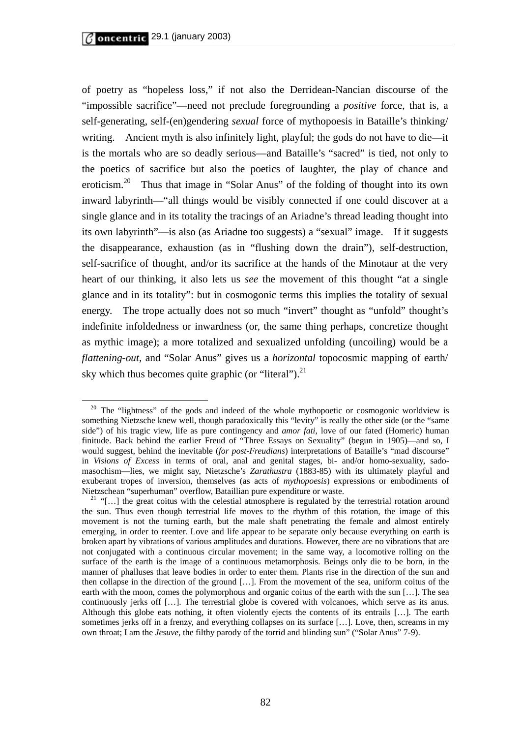of poetry as "hopeless loss," if not also the Derridean-Nancian discourse of the "impossible sacrifice"—need not preclude foregrounding a *positive* force, that is, a self-generating, self-(en)gendering *sexual* force of mythopoesis in Bataille's thinking/ writing. Ancient myth is also infinitely light, playful; the gods do not have to die—it is the mortals who are so deadly serious—and Bataille's "sacred" is tied, not only to the poetics of sacrifice but also the poetics of laughter, the play of chance and eroticism.[20] Thus that image in "Solar Anus" of the folding of thought into its own inward labyrinth—"all things would be visibly connected if one could discover at a single glance and in its totality the tracings of an Ariadne's thread leading thought into its own labyrinth"—is also (as Ariadne too suggests) a "sexual" image. If it suggests the disappearance, exhaustion (as in "flushing down the drain"), self-destruction, self-sacrifice of thought, and/or its sacrifice at the hands of the Minotaur at the very heart of our thinking, it also lets us *see* the movement of this thought "at a single glance and in its totality": but in cosmogonic terms this implies the totality of sexual energy. The trope actually does not so much "invert" thought as "unfold" thought's indefinite infoldedness or inwardness (or, the same thing perhaps, concretize thought as mythic image); a more totalized and sexualized unfolding (uncoiling) would be a *flattening-out*, and "Solar Anus" gives us a *horizontal* topocosmic mapping of earth/ sky which thus becomes quite graphic (or "literal").[21]

---

[20] The "lightness" of the gods and indeed of the whole mythopoetic or cosmogonic worldview is something Nietzsche knew well, though paradoxically this "levity" is really the other side (or the "same side") of his tragic view, life as pure contingency and *amor fati*, love of our fated (Homeric) human finitude. Back behind the earlier Freud of "Three Essays on Sexuality" (begun in 1905)—and so, I would suggest, behind the inevitable (*for post-Freudians*) interpretations of Bataille's "mad discourse" in *Visions of Excess* in terms of oral, anal and genital stages, bi- and/or homo-sexuality, sado-masochism—lies, we might say, Nietzsche's *Zarathustra* (1883-85) with its ultimately playful and exuberant tropes of inversion, themselves (as acts of *mythopoesis*) expressions or embodiments of Nietzschean "superhuman" overflow, Bataillian pure expenditure or waste.

[21] "[…] the great coitus with the celestial atmosphere is regulated by the terrestrial rotation around the sun. Thus even though terrestrial life moves to the rhythm of this rotation, the image of this movement is not the turning earth, but the male shaft penetrating the female and almost entirely emerging, in order to reenter. Love and life appear to be separate only because everything on earth is broken apart by vibrations of various amplitudes and durations. However, there are no vibrations that are not conjugated with a continuous circular movement; in the same way, a locomotive rolling on the surface of the earth is the image of a continuous metamorphosis. Beings only die to be born, in the manner of phalluses that leave bodies in order to enter them. Plants rise in the direction of the sun and then collapse in the direction of the ground […]. From the movement of the sea, uniform coitus of the earth with the moon, comes the polymorphous and organic coitus of the earth with the sun […]. The sea continuously jerks off […]. The terrestrial globe is covered with volcanoes, which serve as its anus. Although this globe eats nothing, it often violently ejects the contents of its entrails […]. The earth sometimes jerks off in a frenzy, and everything collapses on its surface […]. Love, then, screams in my own throat; I am the *Jesuve*, the filthy parody of the torrid and blinding sun" ("Solar Anus" 7-9).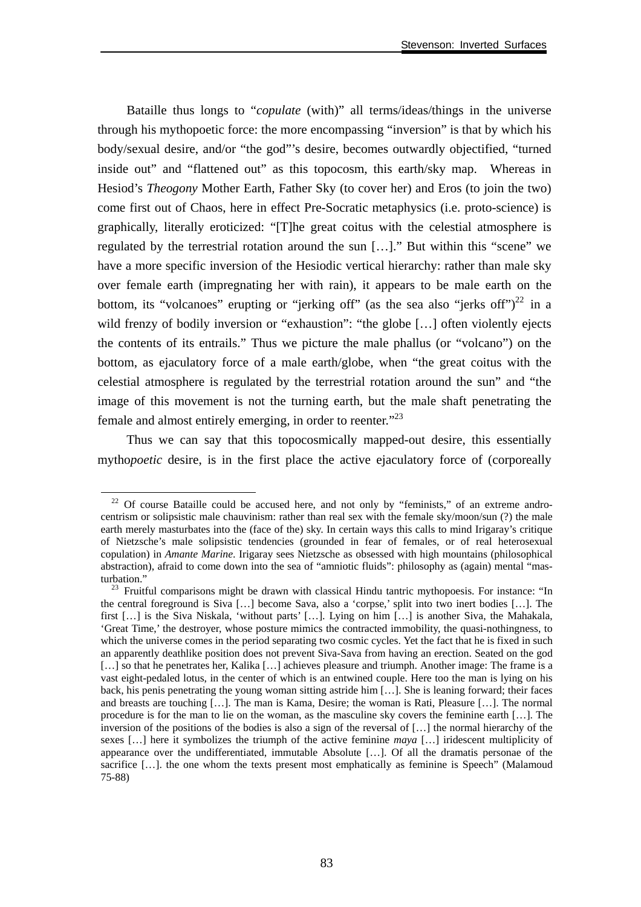Bataille thus longs to "*copulate* (with)" all terms/ideas/things in the universe through his mythopoetic force: the more encompassing "inversion" is that by which his body/sexual desire, and/or "the god"'s desire, becomes outwardly objectified, "turned inside out" and "flattened out" as this topocosm, this earth/sky map. Whereas in Hesiod's *Theogony* Mother Earth, Father Sky (to cover her) and Eros (to join the two) come first out of Chaos, here in effect Pre-Socratic metaphysics (i.e. proto-science) is graphically, literally eroticized: "[T]he great coitus with the celestial atmosphere is regulated by the terrestrial rotation around the sun […]." But within this "scene" we have a more specific inversion of the Hesiodic vertical hierarchy: rather than male sky over female earth (impregnating her with rain), it appears to be male earth on the bottom, its "volcanoes" erupting or "jerking off" (as the sea also "jerks off")[22] in a wild frenzy of bodily inversion or "exhaustion": "the globe […] often violently ejects the contents of its entrails." Thus we picture the male phallus (or "volcano") on the bottom, as ejaculatory force of a male earth/globe, when "the great coitus with the celestial atmosphere is regulated by the terrestrial rotation around the sun" and "the image of this movement is not the turning earth, but the male shaft penetrating the female and almost entirely emerging, in order to reenter."[23]

Thus we can say that this topocosmically mapped-out desire, this essentially mytho*poetic* desire, is in the first place the active ejaculatory force of (corporeally

[22] Of course Bataille could be accused here, and not only by "feminists," of an extreme andro-centrism or solipsistic male chauvinism: rather than real sex with the female sky/moon/sun (?) the male earth merely masturbates into the (face of the) sky. In certain ways this calls to mind Irigaray's critique of Nietzsche's male solipsistic tendencies (grounded in fear of females, or of real heterosexual copulation) in *Amante Marine*. Irigaray sees Nietzsche as obsessed with high mountains (philosophical abstraction), afraid to come down into the sea of "amniotic fluids": philosophy as (again) mental "mas-turbation."

[23] Fruitful comparisons might be drawn with classical Hindu tantric mythopoesis. For instance: "In the central foreground is Siva […] become Sava, also a 'corpse,' split into two inert bodies […]. The first […] is the Siva Niskala, 'without parts' […]. Lying on him […] is another Siva, the Mahakala, 'Great Time,' the destroyer, whose posture mimics the contracted immobility, the quasi-nothingness, to which the universe comes in the period separating two cosmic cycles. Yet the fact that he is fixed in such an apparently deathlike position does not prevent Siva-Sava from having an erection. Seated on the god […] so that he penetrates her, Kalika […] achieves pleasure and triumph. Another image: The frame is a vast eight-pedaled lotus, in the center of which is an entwined couple. Here too the man is lying on his back, his penis penetrating the young woman sitting astride him […]. She is leaning forward; their faces and breasts are touching […]. The man is Kama, Desire; the woman is Rati, Pleasure […]. The normal procedure is for the man to lie on the woman, as the masculine sky covers the feminine earth […]. The inversion of the positions of the bodies is also a sign of the reversal of […] the normal hierarchy of the sexes […] here it symbolizes the triumph of the active feminine *maya* […] iridescent multiplicity of appearance over the undifferentiated, immutable Absolute […]. Of all the dramatis personae of the sacrifice […]. the one whom the texts present most emphatically as feminine is Speech" (Malamoud 75-88)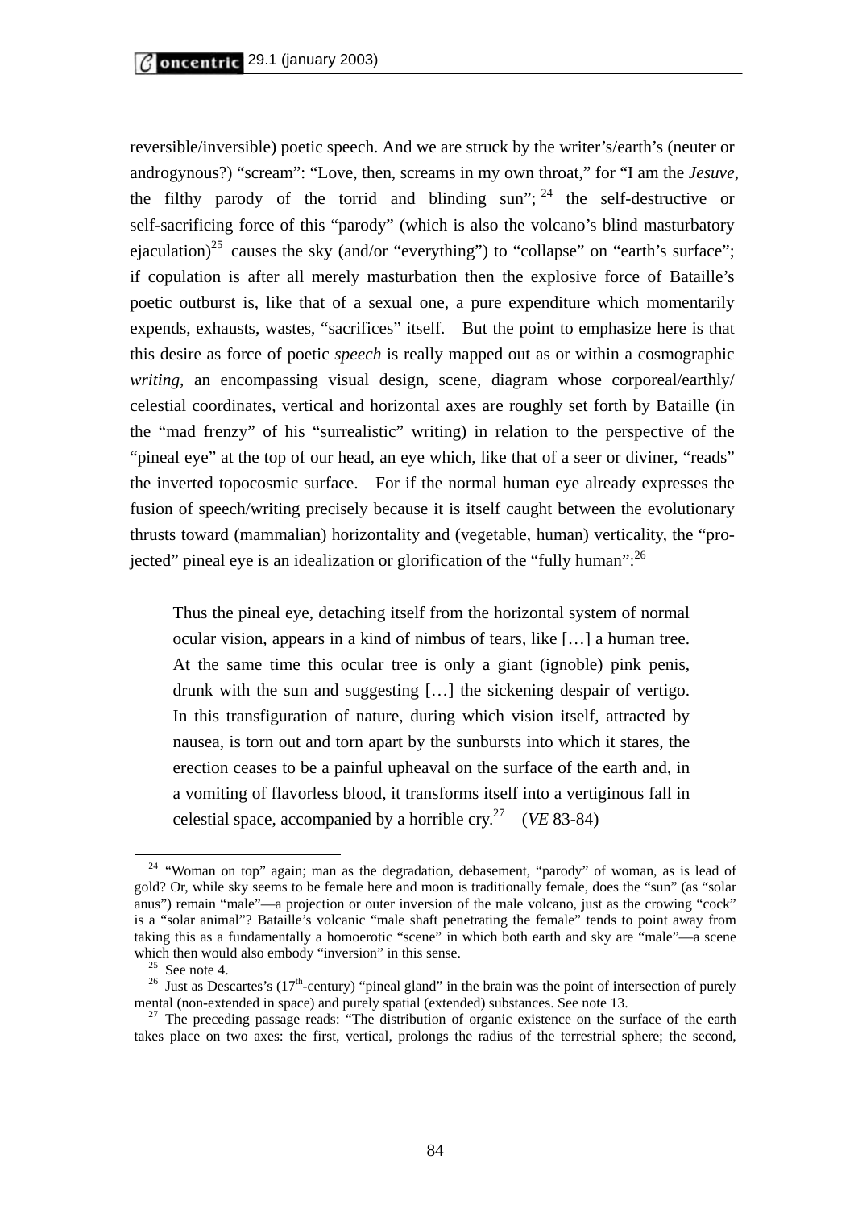reversible/inversible) poetic speech. And we are struck by the writer's/earth's (neuter or androgynous?) "scream": "Love, then, screams in my own throat," for "I am the *Jesuve*, the filthy parody of the torrid and blinding sun";[24] the self-destructive or self-sacrificing force of this "parody" (which is also the volcano's blind masturbatory ejaculation)[25] causes the sky (and/or "everything") to "collapse" on "earth's surface"; if copulation is after all merely masturbation then the explosive force of Bataille's poetic outburst is, like that of a sexual one, a pure expenditure which momentarily expends, exhausts, wastes, "sacrifices" itself. But the point to emphasize here is that this desire as force of poetic *speech* is really mapped out as or within a cosmographic *writing*, an encompassing visual design, scene, diagram whose corporeal/earthly/ celestial coordinates, vertical and horizontal axes are roughly set forth by Bataille (in the "mad frenzy" of his "surrealistic" writing) in relation to the perspective of the "pineal eye" at the top of our head, an eye which, like that of a seer or diviner, "reads" the inverted topocosmic surface. For if the normal human eye already expresses the fusion of speech/writing precisely because it is itself caught between the evolutionary thrusts toward (mammalian) horizontality and (vegetable, human) verticality, the "pro-jected" pineal eye is an idealization or glorification of the "fully human":[26]

> Thus the pineal eye, detaching itself from the horizontal system of normal ocular vision, appears in a kind of nimbus of tears, like […] a human tree. At the same time this ocular tree is only a giant (ignoble) pink penis, drunk with the sun and suggesting […] the sickening despair of vertigo. In this transfiguration of nature, during which vision itself, attracted by nausea, is torn out and torn apart by the sunbursts into which it stares, the erection ceases to be a painful upheaval on the surface of the earth and, in a vomiting of flavorless blood, it transforms itself into a vertiginous fall in celestial space, accompanied by a horrible cry.[27] (*VE* 83-84)

---

[24] "Woman on top" again; man as the degradation, debasement, "parody" of woman, as is lead of gold? Or, while sky seems to be female here and moon is traditionally female, does the "sun" (as "solar anus") remain "male"—a projection or outer inversion of the male volcano, just as the crowing "cock" is a "solar animal"? Bataille's volcanic "male shaft penetrating the female" tends to point away from taking this as a fundamentally a homoerotic "scene" in which both earth and sky are "male"—a scene which then would also embody "inversion" in this sense.

[25] See note 4.

[26] Just as Descartes's (17th-century) "pineal gland" in the brain was the point of intersection of purely mental (non-extended in space) and purely spatial (extended) substances. See note 13.

[27] The preceding passage reads: "The distribution of organic existence on the surface of the earth takes place on two axes: the first, vertical, prolongs the radius of the terrestrial sphere; the second,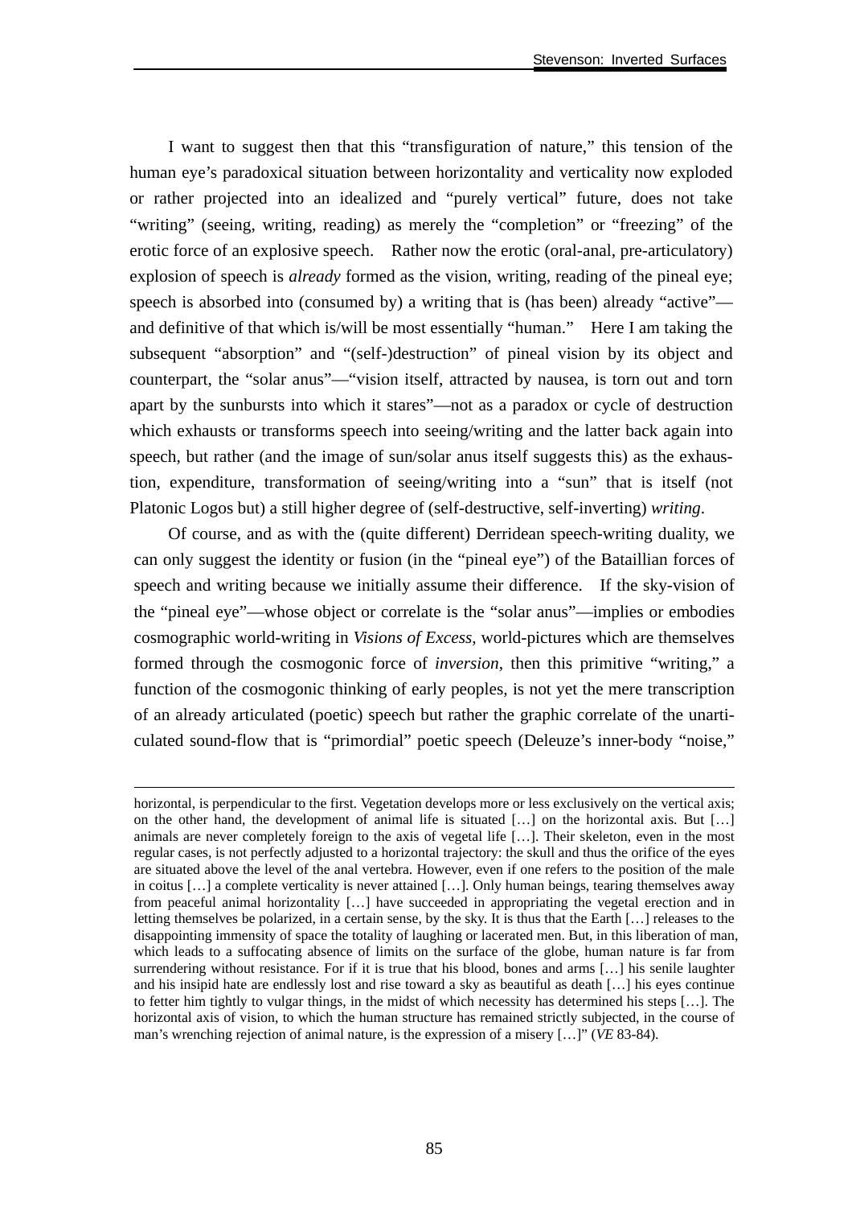I want to suggest then that this "transfiguration of nature," this tension of the human eye's paradoxical situation between horizontality and verticality now exploded or rather projected into an idealized and "purely vertical" future, does not take "writing" (seeing, writing, reading) as merely the "completion" or "freezing" of the erotic force of an explosive speech. Rather now the erotic (oral-anal, pre-articulatory) explosion of speech is *already* formed as the vision, writing, reading of the pineal eye; speech is absorbed into (consumed by) a writing that is (has been) already "active"—and definitive of that which is/will be most essentially "human." Here I am taking the subsequent "absorption" and "(self-)destruction" of pineal vision by its object and counterpart, the "solar anus"—"vision itself, attracted by nausea, is torn out and torn apart by the sunbursts into which it stares"—not as a paradox or cycle of destruction which exhausts or transforms speech into seeing/writing and the latter back again into speech, but rather (and the image of sun/solar anus itself suggests this) as the exhaustion, expenditure, transformation of seeing/writing into a "sun" that is itself (not Platonic Logos but) a still higher degree of (self-destructive, self-inverting) *writing*.

Of course, and as with the (quite different) Derridean speech-writing duality, we can only suggest the identity or fusion (in the "pineal eye") of the Bataillian forces of speech and writing because we initially assume their difference. If the sky-vision of the "pineal eye"—whose object or correlate is the "solar anus"—implies or embodies cosmographic world-writing in *Visions of Excess*, world-pictures which are themselves formed through the cosmogonic force of *inversion*, then this primitive "writing," a function of the cosmogonic thinking of early peoples, is not yet the mere transcription of an already articulated (poetic) speech but rather the graphic correlate of the unarticulated sound-flow that is "primordial" poetic speech (Deleuze's inner-body "noise,"

---

horizontal, is perpendicular to the first. Vegetation develops more or less exclusively on the vertical axis; on the other hand, the development of animal life is situated […] on the horizontal axis. But […] animals are never completely foreign to the axis of vegetal life […]. Their skeleton, even in the most regular cases, is not perfectly adjusted to a horizontal trajectory: the skull and thus the orifice of the eyes are situated above the level of the anal vertebra. However, even if one refers to the position of the male in coitus […] a complete verticality is never attained […]. Only human beings, tearing themselves away from peaceful animal horizontality […] have succeeded in appropriating the vegetal erection and in letting themselves be polarized, in a certain sense, by the sky. It is thus that the Earth […] releases to the disappointing immensity of space the totality of laughing or lacerated men. But, in this liberation of man, which leads to a suffocating absence of limits on the surface of the globe, human nature is far from surrendering without resistance. For if it is true that his blood, bones and arms […] his senile laughter and his insipid hate are endlessly lost and rise toward a sky as beautiful as death […] his eyes continue to fetter him tightly to vulgar things, in the midst of which necessity has determined his steps […]. The horizontal axis of vision, to which the human structure has remained strictly subjected, in the course of man's wrenching rejection of animal nature, is the expression of a misery […]" (*VE* 83-84).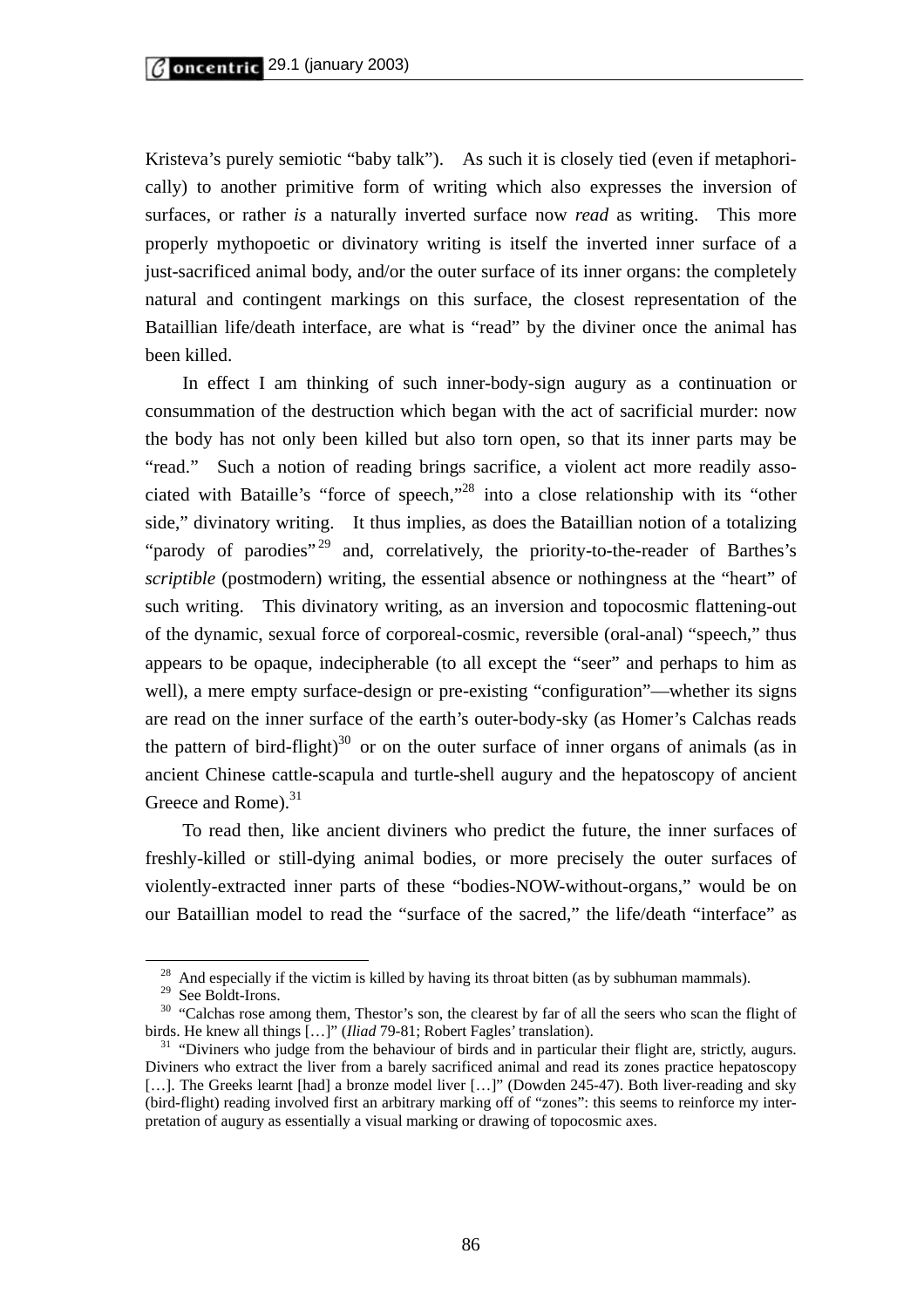Kristeva's purely semiotic "baby talk"). As such it is closely tied (even if metaphorically) to another primitive form of writing which also expresses the inversion of surfaces, or rather *is* a naturally inverted surface now *read* as writing. This more properly mythopoetic or divinatory writing is itself the inverted inner surface of a just-sacrificed animal body, and/or the outer surface of its inner organs: the completely natural and contingent markings on this surface, the closest representation of the Bataillian life/death interface, are what is "read" by the diviner once the animal has been killed.

In effect I am thinking of such inner-body-sign augury as a continuation or consummation of the destruction which began with the act of sacrificial murder: now the body has not only been killed but also torn open, so that its inner parts may be "read." Such a notion of reading brings sacrifice, a violent act more readily associated with Bataille's "force of speech,"[28] into a close relationship with its "other side," divinatory writing. It thus implies, as does the Bataillian notion of a totalizing "parody of parodies"[29] and, correlatively, the priority-to-the-reader of Barthes's *scriptible* (postmodern) writing, the essential absence or nothingness at the "heart" of such writing. This divinatory writing, as an inversion and topocosmic flattening-out of the dynamic, sexual force of corporeal-cosmic, reversible (oral-anal) "speech," thus appears to be opaque, indecipherable (to all except the "seer" and perhaps to him as well), a mere empty surface-design or pre-existing "configuration"—whether its signs are read on the inner surface of the earth's outer-body-sky (as Homer's Calchas reads the pattern of bird-flight)[30] or on the outer surface of inner organs of animals (as in ancient Chinese cattle-scapula and turtle-shell augury and the hepatoscopy of ancient Greece and Rome).[31]

To read then, like ancient diviners who predict the future, the inner surfaces of freshly-killed or still-dying animal bodies, or more precisely the outer surfaces of violently-extracted inner parts of these "bodies-NOW-without-organs," would be on our Bataillian model to read the "surface of the sacred," the life/death "interface" as

---

[28] And especially if the victim is killed by having its throat bitten (as by subhuman mammals).

[29] See Boldt-Irons.

[30] "Calchas rose among them, Thestor's son, the clearest by far of all the seers who scan the flight of birds. He knew all things […]" (*Iliad* 79-81; Robert Fagles' translation).

[31] "Diviners who judge from the behaviour of birds and in particular their flight are, strictly, augurs. Diviners who extract the liver from a barely sacrificed animal and read its zones practice hepatoscopy […]. The Greeks learnt [had] a bronze model liver […]" (Dowden 245-47). Both liver-reading and sky (bird-flight) reading involved first an arbitrary marking off of "zones": this seems to reinforce my interpretation of augury as essentially a visual marking or drawing of topocosmic axes.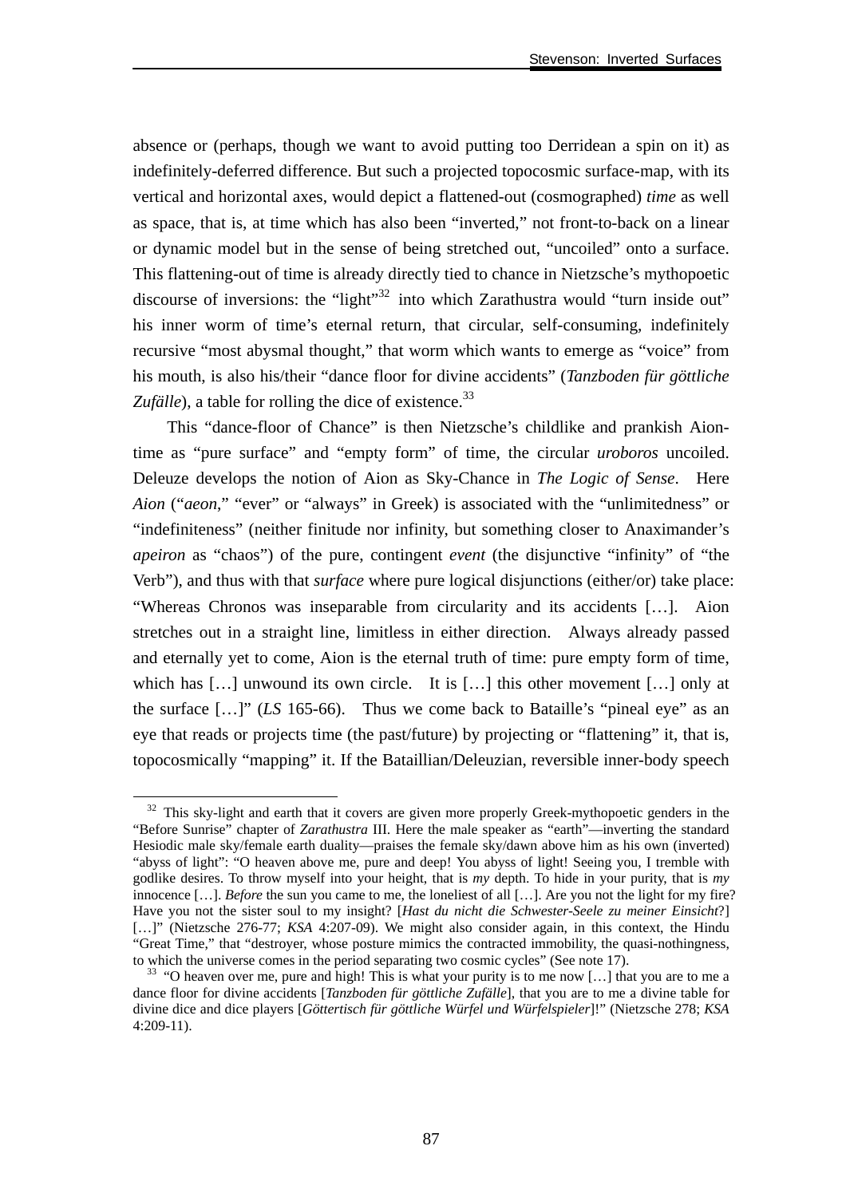absence or (perhaps, though we want to avoid putting too Derridean a spin on it) as indefinitely-deferred difference. But such a projected topocosmic surface-map, with its vertical and horizontal axes, would depict a flattened-out (cosmographed) *time* as well as space, that is, at time which has also been "inverted," not front-to-back on a linear or dynamic model but in the sense of being stretched out, "uncoiled" onto a surface. This flattening-out of time is already directly tied to chance in Nietzsche's mythopoetic discourse of inversions: the "light"[32] into which Zarathustra would "turn inside out" his inner worm of time's eternal return, that circular, self-consuming, indefinitely recursive "most abysmal thought," that worm which wants to emerge as "voice" from his mouth, is also his/their "dance floor for divine accidents" (*Tanzboden für göttliche Zufälle*), a table for rolling the dice of existence.[33]

This "dance-floor of Chance" is then Nietzsche's childlike and prankish Aion-time as "pure surface" and "empty form" of time, the circular *uroboros* uncoiled. Deleuze develops the notion of Aion as Sky-Chance in *The Logic of Sense*. Here *Aion* ("*aeon*," "ever" or "always" in Greek) is associated with the "unlimitedness" or "indefiniteness" (neither finitude nor infinity, but something closer to Anaximander's *apeiron* as "chaos") of the pure, contingent *event* (the disjunctive "infinity" of "the Verb"), and thus with that *surface* where pure logical disjunctions (either/or) take place: "Whereas Chronos was inseparable from circularity and its accidents […]. Aion stretches out in a straight line, limitless in either direction. Always already passed and eternally yet to come, Aion is the eternal truth of time: pure empty form of time, which has […] unwound its own circle. It is […] this other movement […] only at the surface […]" (*LS* 165-66). Thus we come back to Bataille's "pineal eye" as an eye that reads or projects time (the past/future) by projecting or "flattening" it, that is, topocosmically "mapping" it. If the Bataillian/Deleuzian, reversible inner-body speech

---

[32] This sky-light and earth that it covers are given more properly Greek-mythopoetic genders in the "Before Sunrise" chapter of *Zarathustra* III. Here the male speaker as "earth"—inverting the standard Hesiodic male sky/female earth duality—praises the female sky/dawn above him as his own (inverted) "abyss of light": "O heaven above me, pure and deep! You abyss of light! Seeing you, I tremble with godlike desires. To throw myself into your height, that is *my* depth. To hide in your purity, that is *my* innocence […]. *Before* the sun you came to me, the loneliest of all […]. Are you not the light for my fire? Have you not the sister soul to my insight? [*Hast du nicht die Schwester-Seele zu meiner Einsicht*?] […]" (Nietzsche 276-77; *KSA* 4:207-09). We might also consider again, in this context, the Hindu "Great Time," that "destroyer, whose posture mimics the contracted immobility, the quasi-nothingness, to which the universe comes in the period separating two cosmic cycles" (See note 17).

[33] "O heaven over me, pure and high! This is what your purity is to me now […] that you are to me a dance floor for divine accidents [*Tanzboden für göttliche Zufälle*], that you are to me a divine table for divine dice and dice players [*Göttertisch für göttliche Würfel und Würfelspieler*]!" (Nietzsche 278; *KSA* 4:209-11).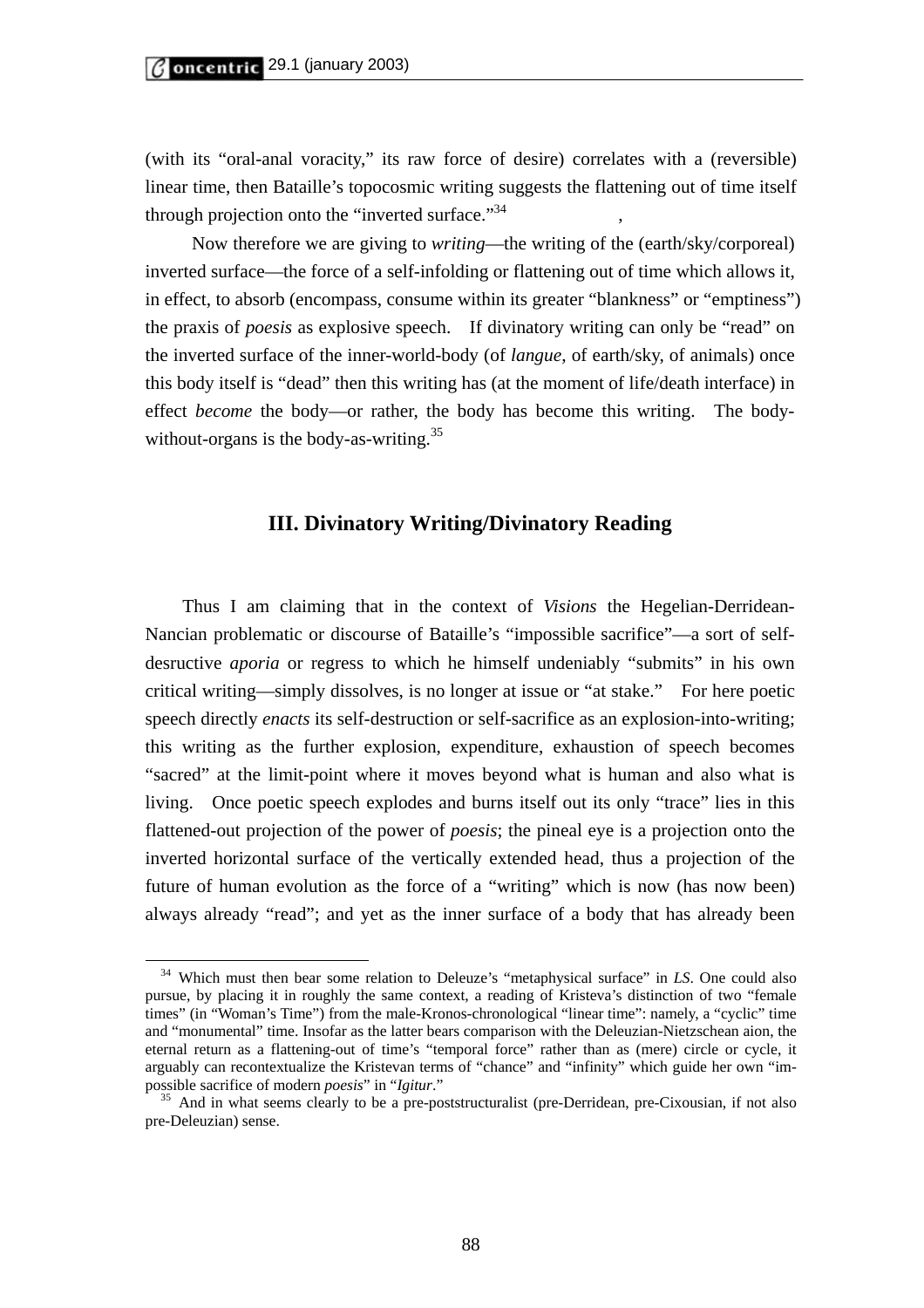(with its "oral-anal voracity," its raw force of desire) correlates with a (reversible) linear time, then Bataille's topocosmic writing suggests the flattening out of time itself through projection onto the "inverted surface."[34]

Now therefore we are giving to *writing*—the writing of the (earth/sky/corporeal) inverted surface—the force of a self-infolding or flattening out of time which allows it, in effect, to absorb (encompass, consume within its greater "blankness" or "emptiness") the praxis of *poesis* as explosive speech. If divinatory writing can only be "read" on the inverted surface of the inner-world-body (of *langue*, of earth/sky, of animals) once this body itself is "dead" then this writing has (at the moment of life/death interface) in effect *become* the body—or rather, the body has become this writing. The body-without-organs is the body-as-writing.[35]

## III. Divinatory Writing/Divinatory Reading

Thus I am claiming that in the context of *Visions* the Hegelian-Derridean-Nancian problematic or discourse of Bataille's "impossible sacrifice"—a sort of self-desructive *aporia* or regress to which he himself undeniably "submits" in his own critical writing—simply dissolves, is no longer at issue or "at stake." For here poetic speech directly *enacts* its self-destruction or self-sacrifice as an explosion-into-writing; this writing as the further explosion, expenditure, exhaustion of speech becomes "sacred" at the limit-point where it moves beyond what is human and also what is living. Once poetic speech explodes and burns itself out its only "trace" lies in this flattened-out projection of the power of *poesis*; the pineal eye is a projection onto the inverted horizontal surface of the vertically extended head, thus a projection of the future of human evolution as the force of a "writing" which is now (has now been) always already "read"; and yet as the inner surface of a body that has already been

---

[34] Which must then bear some relation to Deleuze's "metaphysical surface" in *LS*. One could also pursue, by placing it in roughly the same context, a reading of Kristeva's distinction of two "female times" (in "Woman's Time") from the male-Kronos-chronological "linear time": namely, a "cyclic" time and "monumental" time. Insofar as the latter bears comparison with the Deleuzian-Nietzschean aion, the eternal return as a flattening-out of time's "temporal force" rather than as (mere) circle or cycle, it arguably can recontextualize the Kristevan terms of "chance" and "infinity" which guide her own "impossible sacrifice of modern *poesis*" in "*Igitur*."

[35] And in what seems clearly to be a pre-poststructuralist (pre-Derridean, pre-Cixousian, if not also pre-Deleuzian) sense.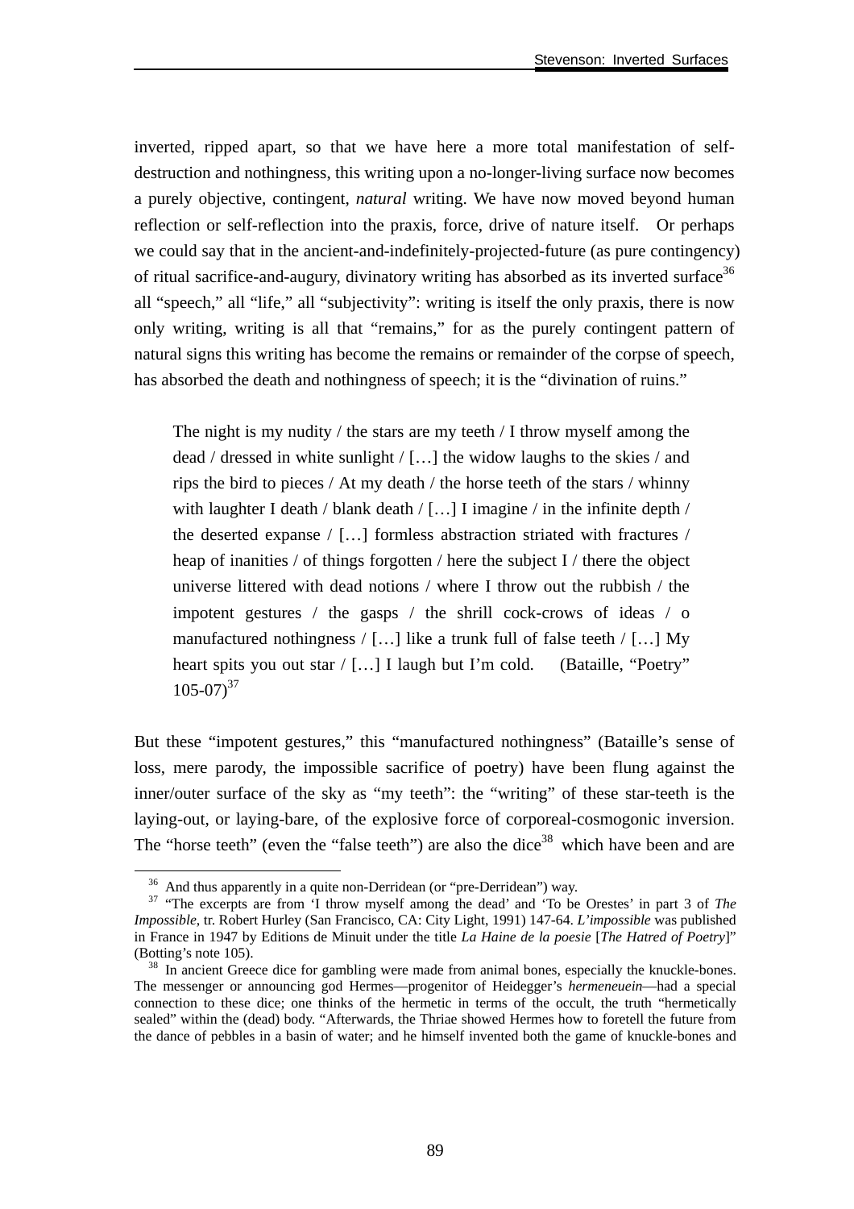inverted, ripped apart, so that we have here a more total manifestation of self-destruction and nothingness, this writing upon a no-longer-living surface now becomes a purely objective, contingent, *natural* writing. We have now moved beyond human reflection or self-reflection into the praxis, force, drive of nature itself. Or perhaps we could say that in the ancient-and-indefinitely-projected-future (as pure contingency) of ritual sacrifice-and-augury, divinatory writing has absorbed as its inverted surface[36] all "speech," all "life," all "subjectivity": writing is itself the only praxis, there is now only writing, writing is all that "remains," for as the purely contingent pattern of natural signs this writing has become the remains or remainder of the corpse of speech, has absorbed the death and nothingness of speech; it is the "divination of ruins."

> The night is my nudity / the stars are my teeth / I throw myself among the dead / dressed in white sunlight / […] the widow laughs to the skies / and rips the bird to pieces / At my death / the horse teeth of the stars / whinny with laughter I death / blank death / […] I imagine / in the infinite depth / the deserted expanse / […] formless abstraction striated with fractures / heap of inanities / of things forgotten / here the subject I / there the object universe littered with dead notions / where I throw out the rubbish / the impotent gestures / the gasps / the shrill cock-crows of ideas / o manufactured nothingness / […] like a trunk full of false teeth / […] My heart spits you out star / […] I laugh but I'm cold. (Bataille, "Poetry" 105-07)[37]

But these "impotent gestures," this "manufactured nothingness" (Bataille's sense of loss, mere parody, the impossible sacrifice of poetry) have been flung against the inner/outer surface of the sky as "my teeth": the "writing" of these star-teeth is the laying-out, or laying-bare, of the explosive force of corporeal-cosmogonic inversion. The "horse teeth" (even the "false teeth") are also the dice[38] which have been and are

---

[36] And thus apparently in a quite non-Derridean (or "pre-Derridean") way.

[37] "The excerpts are from 'I throw myself among the dead' and 'To be Orestes' in part 3 of *The Impossible*, tr. Robert Hurley (San Francisco, CA: City Light, 1991) 147-64. *L'impossible* was published in France in 1947 by Editions de Minuit under the title *La Haine de la poesie* [*The Hatred of Poetry*]" (Botting's note 105).

[38] In ancient Greece dice for gambling were made from animal bones, especially the knuckle-bones. The messenger or announcing god Hermes—progenitor of Heidegger's *hermeneuein*—had a special connection to these dice; one thinks of the hermetic in terms of the occult, the truth "hermetically sealed" within the (dead) body. "Afterwards, the Thriae showed Hermes how to foretell the future from the dance of pebbles in a basin of water; and he himself invented both the game of knuckle-bones and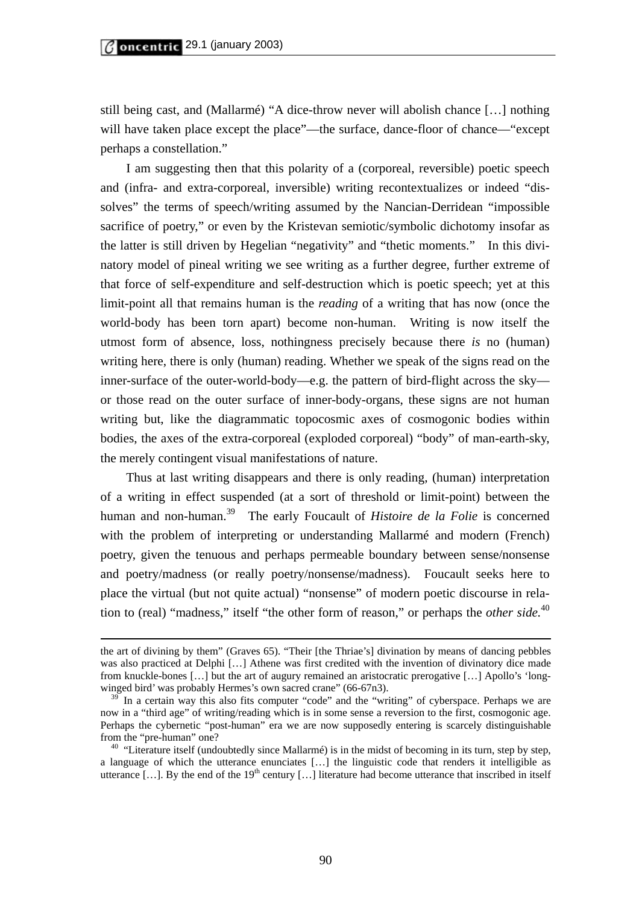still being cast, and (Mallarmé) "A dice-throw never will abolish chance […] nothing will have taken place except the place"—the surface, dance-floor of chance—"except perhaps a constellation."

I am suggesting then that this polarity of a (corporeal, reversible) poetic speech and (infra- and extra-corporeal, inversible) writing recontextualizes or indeed "dissolves" the terms of speech/writing assumed by the Nancian-Derridean "impossible sacrifice of poetry," or even by the Kristevan semiotic/symbolic dichotomy insofar as the latter is still driven by Hegelian "negativity" and "thetic moments." In this divinatory model of pineal writing we see writing as a further degree, further extreme of that force of self-expenditure and self-destruction which is poetic speech; yet at this limit-point all that remains human is the *reading* of a writing that has now (once the world-body has been torn apart) become non-human. Writing is now itself the utmost form of absence, loss, nothingness precisely because there *is* no (human) writing here, there is only (human) reading. Whether we speak of the signs read on the inner-surface of the outer-world-body—e.g. the pattern of bird-flight across the sky—or those read on the outer surface of inner-body-organs, these signs are not human writing but, like the diagrammatic topocosmic axes of cosmogonic bodies within bodies, the axes of the extra-corporeal (exploded corporeal) "body" of man-earth-sky, the merely contingent visual manifestations of nature.

Thus at last writing disappears and there is only reading, (human) interpretation of a writing in effect suspended (at a sort of threshold or limit-point) between the human and non-human.[39] The early Foucault of *Histoire de la Folie* is concerned with the problem of interpreting or understanding Mallarmé and modern (French) poetry, given the tenuous and perhaps permeable boundary between sense/nonsense and poetry/madness (or really poetry/nonsense/madness). Foucault seeks here to place the virtual (but not quite actual) "nonsense" of modern poetic discourse in relation to (real) "madness," itself "the other form of reason," or perhaps the *other side.*[40]

---

the art of divining by them" (Graves 65). "Their [the Thriae's] divination by means of dancing pebbles was also practiced at Delphi […] Athene was first credited with the invention of divinatory dice made from knuckle-bones […] but the art of augury remained an aristocratic prerogative […] Apollo's 'long-winged bird' was probably Hermes's own sacred crane" (66-67n3).

[39] In a certain way this also fits computer "code" and the "writing" of cyberspace. Perhaps we are now in a "third age" of writing/reading which is in some sense a reversion to the first, cosmogonic age. Perhaps the cybernetic "post-human" era we are now supposedly entering is scarcely distinguishable from the "pre-human" one?

[40] "Literature itself (undoubtedly since Mallarmé) is in the midst of becoming in its turn, step by step, a language of which the utterance enunciates […] the linguistic code that renders it intelligible as utterance […]. By the end of the 19th century […] literature had become utterance that inscribed in itself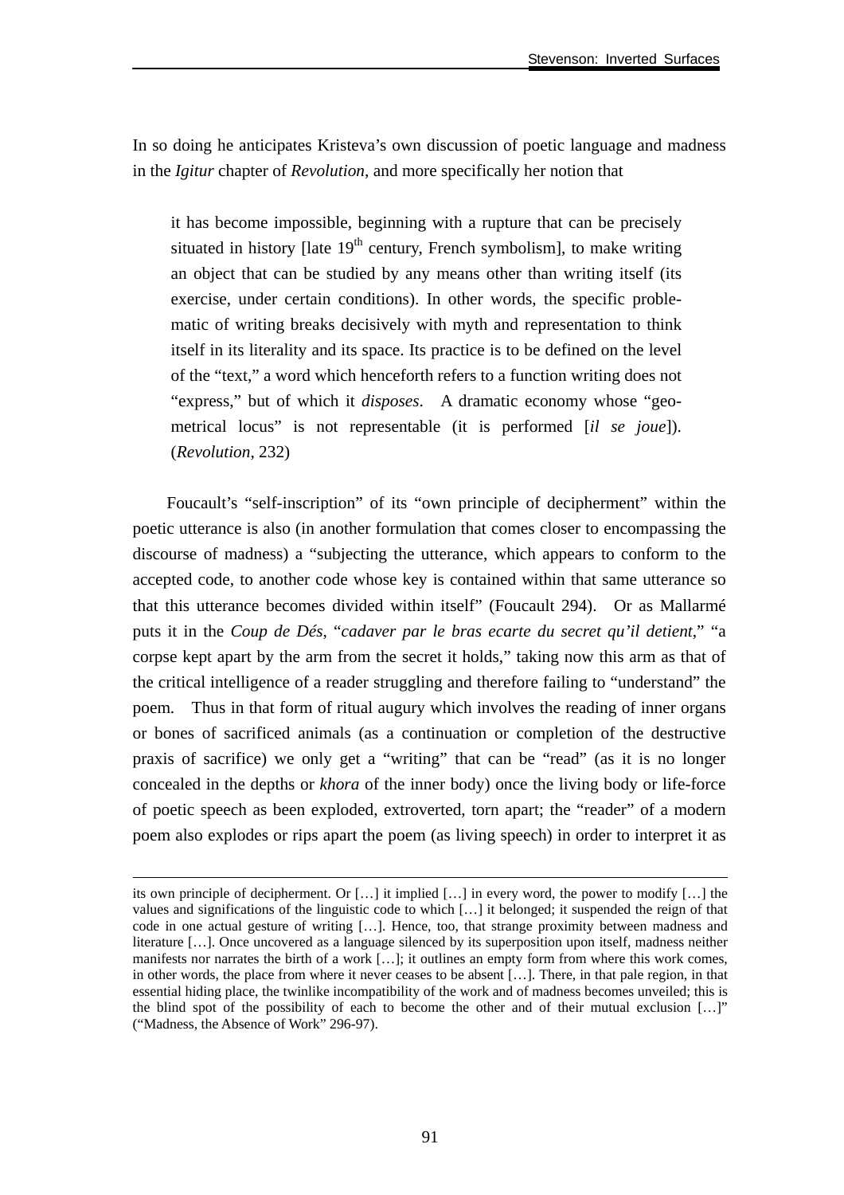In so doing he anticipates Kristeva's own discussion of poetic language and madness in the *Igitur* chapter of *Revolution*, and more specifically her notion that

> it has become impossible, beginning with a rupture that can be precisely situated in history [late 19th century, French symbolism], to make writing an object that can be studied by any means other than writing itself (its exercise, under certain conditions). In other words, the specific problematic of writing breaks decisively with myth and representation to think itself in its literality and its space. Its practice is to be defined on the level of the "text," a word which henceforth refers to a function writing does not "express," but of which it *disposes*. A dramatic economy whose "geometrical locus" is not representable (it is performed [*il se joue*]). (*Revolution,* 232)

Foucault's "self-inscription" of its "own principle of decipherment" within the poetic utterance is also (in another formulation that comes closer to encompassing the discourse of madness) a "subjecting the utterance, which appears to conform to the accepted code, to another code whose key is contained within that same utterance so that this utterance becomes divided within itself" (Foucault 294). Or as Mallarmé puts it in the *Coup de Dés*, "*cadaver par le bras ecarte du secret qu'il detient*," "a corpse kept apart by the arm from the secret it holds," taking now this arm as that of the critical intelligence of a reader struggling and therefore failing to "understand" the poem. Thus in that form of ritual augury which involves the reading of inner organs or bones of sacrificed animals (as a continuation or completion of the destructive praxis of sacrifice) we only get a "writing" that can be "read" (as it is no longer concealed in the depths or *khora* of the inner body) once the living body or life-force of poetic speech as been exploded, extroverted, torn apart; the "reader" of a modern poem also explodes or rips apart the poem (as living speech) in order to interpret it as

---

its own principle of decipherment. Or […] it implied […] in every word, the power to modify […] the values and significations of the linguistic code to which […] it belonged; it suspended the reign of that code in one actual gesture of writing […]. Hence, too, that strange proximity between madness and literature […]. Once uncovered as a language silenced by its superposition upon itself, madness neither manifests nor narrates the birth of a work […]; it outlines an empty form from where this work comes, in other words, the place from where it never ceases to be absent […]. There, in that pale region, in that essential hiding place, the twinlike incompatibility of the work and of madness becomes unveiled; this is the blind spot of the possibility of each to become the other and of their mutual exclusion […]" ("Madness, the Absence of Work" 296-97).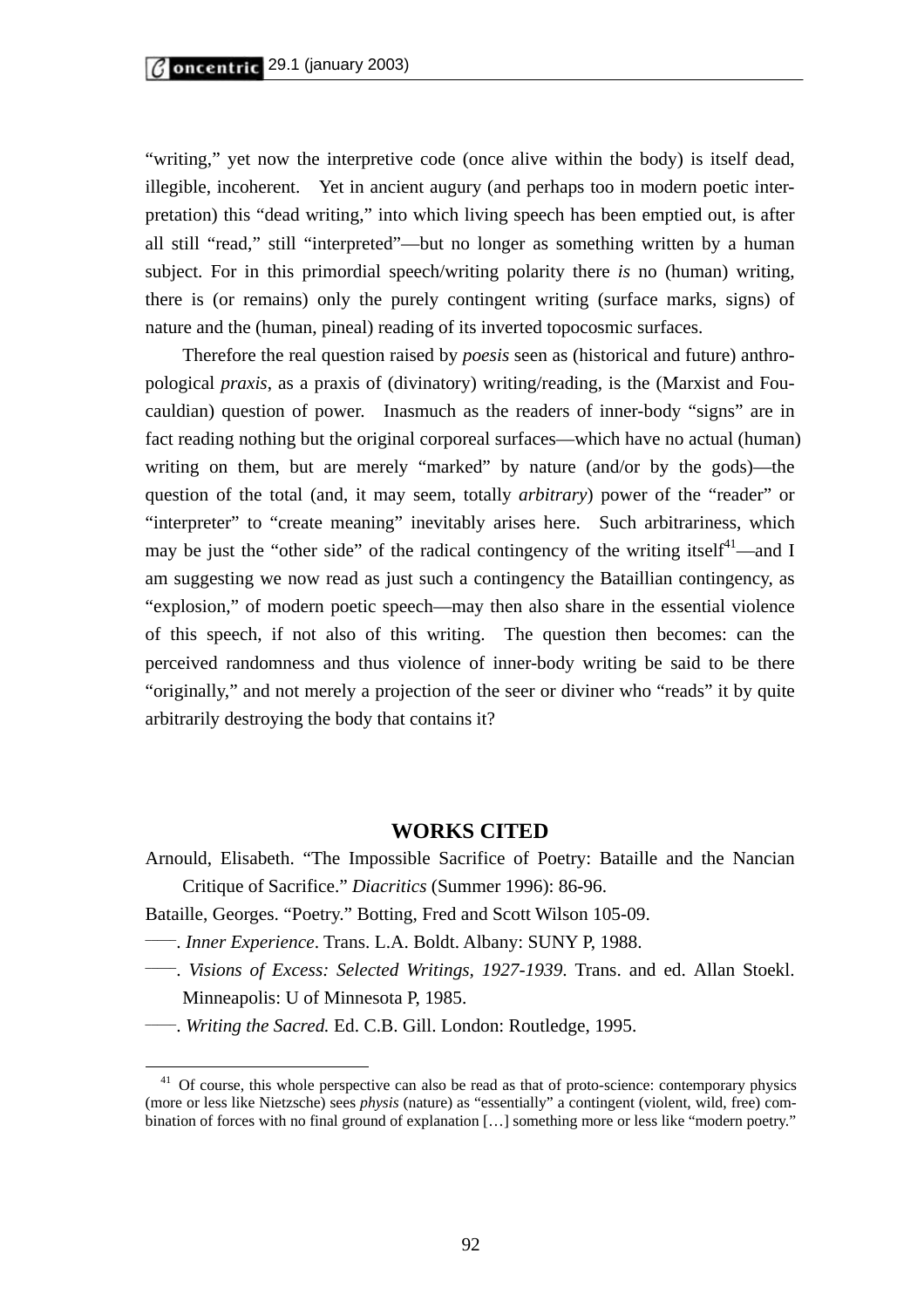"writing," yet now the interpretive code (once alive within the body) is itself dead, illegible, incoherent. Yet in ancient augury (and perhaps too in modern poetic interpretation) this "dead writing," into which living speech has been emptied out, is after all still "read," still "interpreted"—but no longer as something written by a human subject. For in this primordial speech/writing polarity there *is* no (human) writing, there is (or remains) only the purely contingent writing (surface marks, signs) of nature and the (human, pineal) reading of its inverted topocosmic surfaces.

Therefore the real question raised by *poesis* seen as (historical and future) anthropological *praxis*, as a praxis of (divinatory) writing/reading, is the (Marxist and Foucauldian) question of power. Inasmuch as the readers of inner-body "signs" are in fact reading nothing but the original corporeal surfaces—which have no actual (human) writing on them, but are merely "marked" by nature (and/or by the gods)—the question of the total (and, it may seem, totally *arbitrary*) power of the "reader" or "interpreter" to "create meaning" inevitably arises here. Such arbitrariness, which may be just the "other side" of the radical contingency of the writing itself[41]—and I am suggesting we now read as just such a contingency the Bataillian contingency, as "explosion," of modern poetic speech—may then also share in the essential violence of this speech, if not also of this writing. The question then becomes: can the perceived randomness and thus violence of inner-body writing be said to be there "originally," and not merely a projection of the seer or diviner who "reads" it by quite arbitrarily destroying the body that contains it?

## WORKS CITED

Arnould, Elisabeth. "The Impossible Sacrifice of Poetry: Bataille and the Nancian Critique of Sacrifice." *Diacritics* (Summer 1996): 86-96.

Bataille, Georges. "Poetry." Botting, Fred and Scott Wilson 105-09.

——. *Inner Experience*. Trans. L.A. Boldt. Albany: SUNY P, 1988.

——. *Visions of Excess: Selected Writings, 1927-1939*. Trans. and ed. Allan Stoekl. Minneapolis: U of Minnesota P, 1985.

——. *Writing the Sacred.* Ed. C.B. Gill. London: Routledge, 1995.

---

[41] Of course, this whole perspective can also be read as that of proto-science: contemporary physics (more or less like Nietzsche) sees *physis* (nature) as "essentially" a contingent (violent, wild, free) combination of forces with no final ground of explanation […] something more or less like "modern poetry."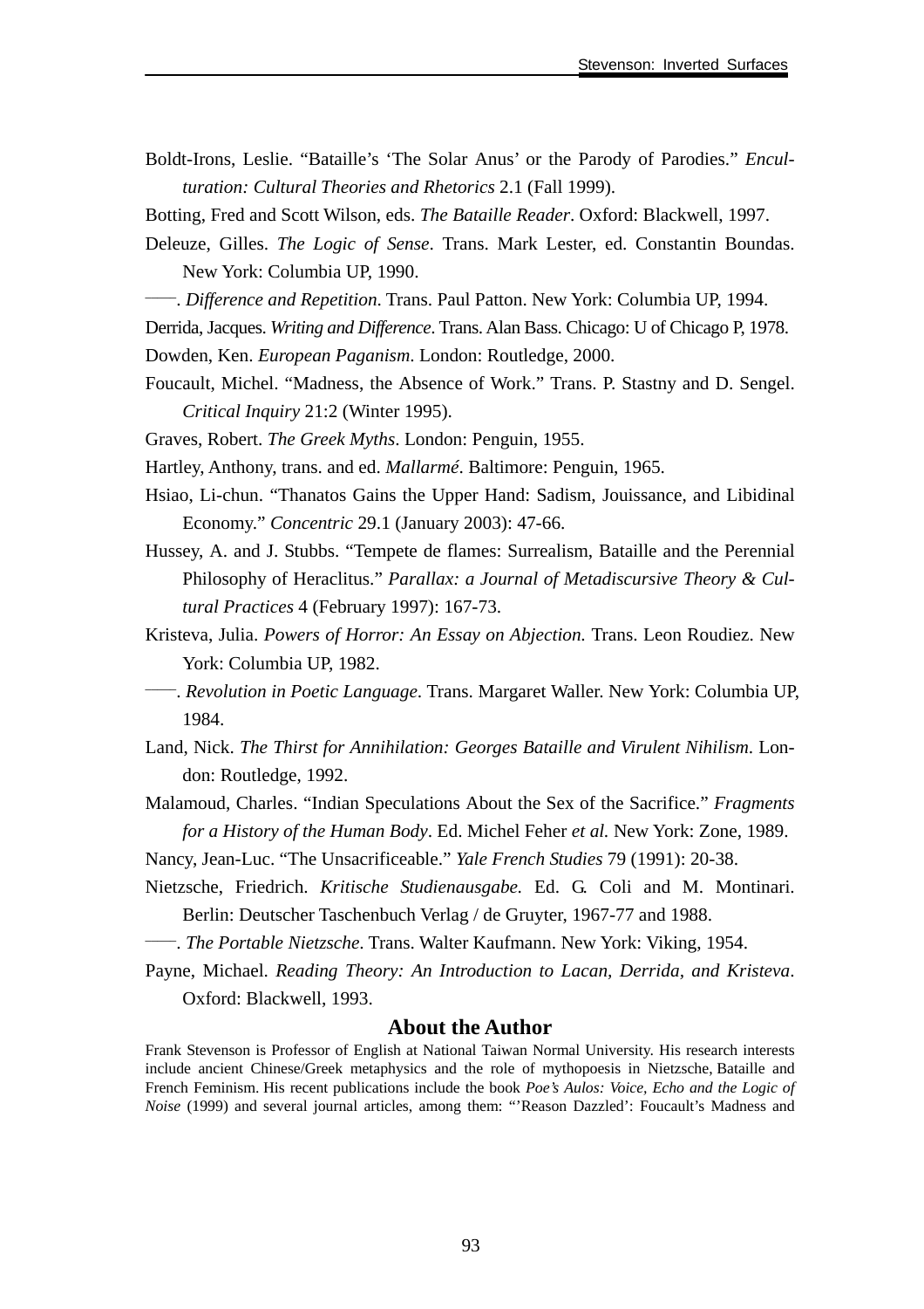Boldt-Irons, Leslie. "Bataille's 'The Solar Anus' or the Parody of Parodies." *Enculturation: Cultural Theories and Rhetorics* 2.1 (Fall 1999).

Botting, Fred and Scott Wilson, eds. *The Bataille Reader*. Oxford: Blackwell, 1997.

Deleuze, Gilles. *The Logic of Sense*. Trans. Mark Lester, ed. Constantin Boundas. New York: Columbia UP, 1990.

——. *Difference and Repetition*. Trans. Paul Patton. New York: Columbia UP, 1994.

Derrida, Jacques. *Writing and Difference*. Trans. Alan Bass. Chicago: U of Chicago P, 1978.

Dowden, Ken. *European Paganism*. London: Routledge, 2000.

Foucault, Michel. "Madness, the Absence of Work." Trans. P. Stastny and D. Sengel. *Critical Inquiry* 21:2 (Winter 1995).

Graves, Robert. *The Greek Myths*. London: Penguin, 1955.

Hartley, Anthony, trans. and ed. *Mallarmé*. Baltimore: Penguin, 1965.

Hsiao, Li-chun. "Thanatos Gains the Upper Hand: Sadism, Jouissance, and Libidinal Economy." *Concentric* 29.1 (January 2003): 47-66.

Hussey, A. and J. Stubbs. "Tempete de flames: Surrealism, Bataille and the Perennial Philosophy of Heraclitus." *Parallax: a Journal of Metadiscursive Theory & Cultural Practices* 4 (February 1997): 167-73.

Kristeva, Julia. *Powers of Horror: An Essay on Abjection.* Trans. Leon Roudiez. New York: Columbia UP, 1982.

——. *Revolution in Poetic Language*. Trans. Margaret Waller. New York: Columbia UP, 1984.

Land, Nick. *The Thirst for Annihilation: Georges Bataille and Virulent Nihilism*. London: Routledge, 1992.

Malamoud, Charles. "Indian Speculations About the Sex of the Sacrifice." *Fragments for a History of the Human Body*. Ed. Michel Feher *et al.* New York: Zone, 1989.

Nancy, Jean-Luc. "The Unsacrificeable." *Yale French Studies* 79 (1991): 20-38.

Nietzsche, Friedrich. *Kritische Studienausgabe.* Ed. G. Coli and M. Montinari. Berlin: Deutscher Taschenbuch Verlag / de Gruyter, 1967-77 and 1988.

——. *The Portable Nietzsche*. Trans. Walter Kaufmann. New York: Viking, 1954.

Payne, Michael. *Reading Theory: An Introduction to Lacan, Derrida, and Kristeva*. Oxford: Blackwell, 1993.

## About the Author

Frank Stevenson is Professor of English at National Taiwan Normal University. His research interests include ancient Chinese/Greek metaphysics and the role of mythopoesis in Nietzsche, Bataille and French Feminism. His recent publications include the book *Poe's Aulos: Voice, Echo and the Logic of Noise* (1999) and several journal articles, among them: "'Reason Dazzled': Foucault's Madness and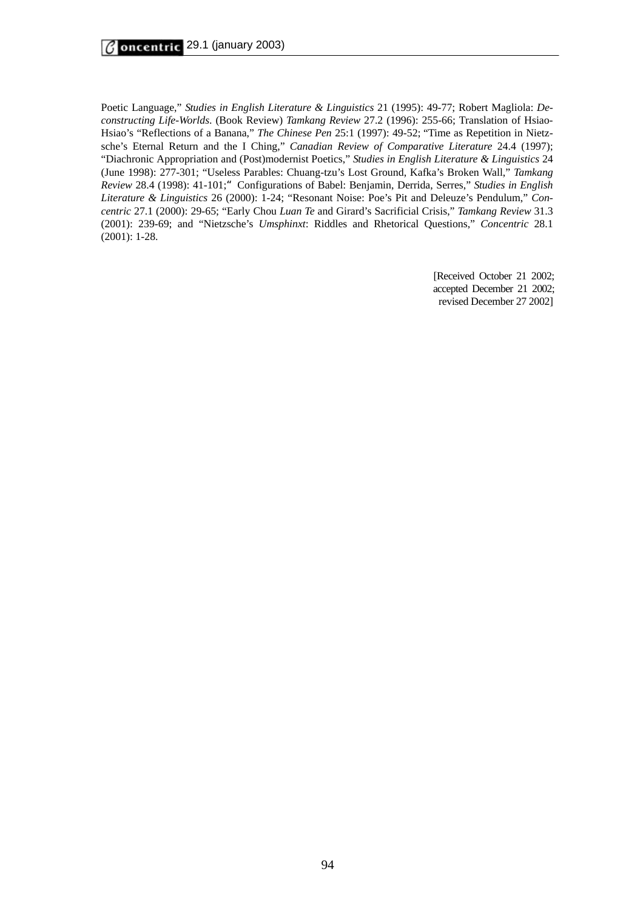Poetic Language," *Studies in English Literature & Linguistics* 21 (1995): 49-77; Robert Magliola: *Deconstructing Life-Worlds*. (Book Review) *Tamkang Review* 27.2 (1996): 255-66; Translation of Hsiao-Hsiao's "Reflections of a Banana," *The Chinese Pen* 25:1 (1997): 49-52; "Time as Repetition in Nietzsche's Eternal Return and the I Ching," *Canadian Review of Comparative Literature* 24.4 (1997); "Diachronic Appropriation and (Post)modernist Poetics," *Studies in English Literature & Linguistics* 24 (June 1998): 277-301; "Useless Parables: Chuang-tzu's Lost Ground, Kafka's Broken Wall," *Tamkang Review* 28.4 (1998): 41-101;" Configurations of Babel: Benjamin, Derrida, Serres," *Studies in English Literature & Linguistics* 26 (2000): 1-24; "Resonant Noise: Poe's Pit and Deleuze's Pendulum," *Concentric* 27.1 (2000): 29-65; "Early Chou *Luan Te* and Girard's Sacrificial Crisis," *Tamkang Review* 31.3 (2001): 239-69; and "Nietzsche's *Umsphinxt*: Riddles and Rhetorical Questions," *Concentric* 28.1 (2001): 1-28.

[Received October 21 2002;
accepted December 21 2002;
revised December 27 2002]